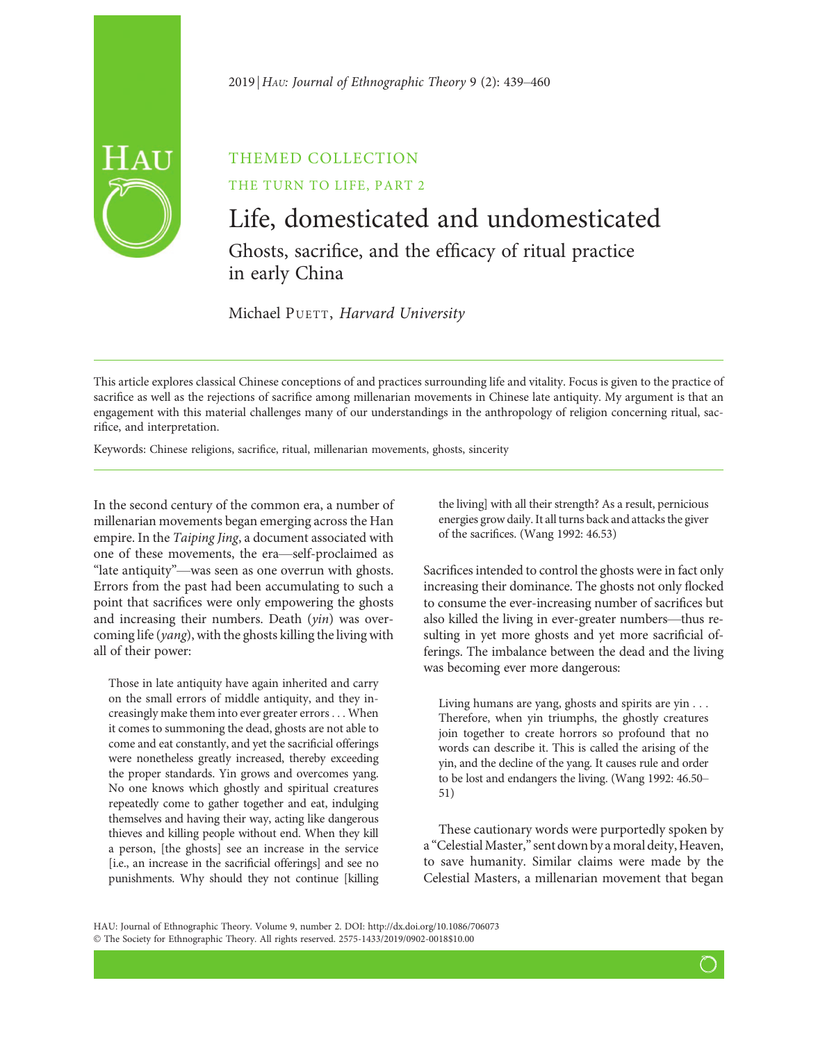THEMED COLLECTION

THE TURN TO LIFE, PART 2

# Life, domesticated and undomesticated

## Ghosts, sacrifice, and the efficacy of ritual practice in early China

Michael PUETT, *Harvard University*

This article explores classical Chinese conceptions of and practices surrounding life and vitality. Focus is given to the practice of sacrifice as well as the rejections of sacrifice among millenarian movements in Chinese late antiquity. My argument is that an engagement with this material challenges many of our understandings in the anthropology of religion concerning ritual, sacrifice, and interpretation.

Keywords: Chinese religions, sacrifice, ritual, millenarian movements, ghosts, sincerity

In the second century of the common era, a number of millenarian movements began emerging across the Han empire. In the *Taiping Jing*, a document associated with one of these movements, the era—self-proclaimed as "late antiquity"—was seen as one overrun with ghosts. Errors from the past had been accumulating to such a point that sacrifices were only empowering the ghosts and increasing their numbers. Death (*yin*) was overcoming life (*yang*), with the ghosts killing the living with all of their power:

> Those in late antiquity have again inherited and carry on the small errors of middle antiquity, and they increasingly make them into ever greater errors . . . When it comes to summoning the dead, ghosts are not able to come and eat constantly, and yet the sacrificial offerings were nonetheless greatly increased, thereby exceeding the proper standards. Yin grows and overcomes yang. No one knows which ghostly and spiritual creatures repeatedly come to gather together and eat, indulging themselves and having their way, acting like dangerous thieves and killing people without end. When they kill a person, [the ghosts] see an increase in the service [i.e., an increase in the sacrificial offerings] and see no punishments. Why should they not continue [killing the living] with all their strength? As a result, pernicious energies grow daily. It all turns back and attacks the giver of the sacrifices. (Wang 1992: 46.53)

Sacrifices intended to control the ghosts were in fact only increasing their dominance. The ghosts not only flocked to consume the ever-increasing number of sacrifices but also killed the living in ever-greater numbers—thus resulting in yet more ghosts and yet more sacrificial offerings. The imbalance between the dead and the living was becoming ever more dangerous:

> Living humans are yang, ghosts and spirits are yin . . . Therefore, when yin triumphs, the ghostly creatures join together to create horrors so profound that no words can describe it. This is called the arising of the yin, and the decline of the yang. It causes rule and order to be lost and endangers the living. (Wang 1992: 46.50–51)

These cautionary words were purportedly spoken by a "Celestial Master," sent down by a moral deity, Heaven, to save humanity. Similar claims were made by the Celestial Masters, a millenarian movement that began

HAU: Journal of Ethnographic Theory. Volume 9, number 2. DOI: http://dx.doi.org/10.1086/706073
© The Society for Ethnographic Theory. All rights reserved. 2575-1433/2019/0902-0018$10.00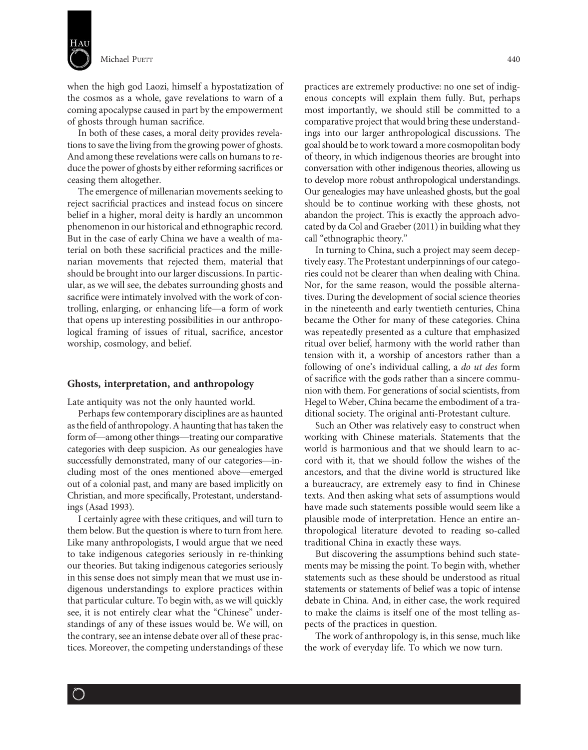when the high god Laozi, himself a hypostatization of the cosmos as a whole, gave revelations to warn of a coming apocalypse caused in part by the empowerment of ghosts through human sacrifice.

In both of these cases, a moral deity provides revelations to save the living from the growing power of ghosts. And among these revelations were calls on humans to reduce the power of ghosts by either reforming sacrifices or ceasing them altogether.

The emergence of millenarian movements seeking to reject sacrificial practices and instead focus on sincere belief in a higher, moral deity is hardly an uncommon phenomenon in our historical and ethnographic record. But in the case of early China we have a wealth of material on both these sacrificial practices and the millenarian movements that rejected them, material that should be brought into our larger discussions. In particular, as we will see, the debates surrounding ghosts and sacrifice were intimately involved with the work of controlling, enlarging, or enhancing life—a form of work that opens up interesting possibilities in our anthropological framing of issues of ritual, sacrifice, ancestor worship, cosmology, and belief.

## Ghosts, interpretation, and anthropology

Late antiquity was not the only haunted world.

Perhaps few contemporary disciplines are as haunted as the field of anthropology. A haunting that has taken the form of—among other things—treating our comparative categories with deep suspicion. As our genealogies have successfully demonstrated, many of our categories—including most of the ones mentioned above—emerged out of a colonial past, and many are based implicitly on Christian, and more specifically, Protestant, understandings (Asad 1993).

I certainly agree with these critiques, and will turn to them below. But the question is where to turn from here. Like many anthropologists, I would argue that we need to take indigenous categories seriously in re-thinking our theories. But taking indigenous categories seriously in this sense does not simply mean that we must use indigenous understandings to explore practices within that particular culture. To begin with, as we will quickly see, it is not entirely clear what the "Chinese" understandings of any of these issues would be. We will, on the contrary, see an intense debate over all of these practices. Moreover, the competing understandings of these practices are extremely productive: no one set of indigenous concepts will explain them fully. But, perhaps most importantly, we should still be committed to a comparative project that would bring these understandings into our larger anthropological discussions. The goal should be to work toward a more cosmopolitan body of theory, in which indigenous theories are brought into conversation with other indigenous theories, allowing us to develop more robust anthropological understandings. Our genealogies may have unleashed ghosts, but the goal should be to continue working with these ghosts, not abandon the project. This is exactly the approach advocated by da Col and Graeber (2011) in building what they call "ethnographic theory."

In turning to China, such a project may seem deceptively easy. The Protestant underpinnings of our categories could not be clearer than when dealing with China. Nor, for the same reason, would the possible alternatives. During the development of social science theories in the nineteenth and early twentieth centuries, China became the Other for many of these categories. China was repeatedly presented as a culture that emphasized ritual over belief, harmony with the world rather than tension with it, a worship of ancestors rather than a following of one's individual calling, a *do ut des* form of sacrifice with the gods rather than a sincere communion with them. For generations of social scientists, from Hegel to Weber, China became the embodiment of a traditional society. The original anti-Protestant culture.

Such an Other was relatively easy to construct when working with Chinese materials. Statements that the world is harmonious and that we should learn to accord with it, that we should follow the wishes of the ancestors, and that the divine world is structured like a bureaucracy, are extremely easy to find in Chinese texts. And then asking what sets of assumptions would have made such statements possible would seem like a plausible mode of interpretation. Hence an entire anthropological literature devoted to reading so-called traditional China in exactly these ways.

But discovering the assumptions behind such statements may be missing the point. To begin with, whether statements such as these should be understood as ritual statements or statements of belief was a topic of intense debate in China. And, in either case, the work required to make the claims is itself one of the most telling aspects of the practices in question.

The work of anthropology is, in this sense, much like the work of everyday life. To which we now turn.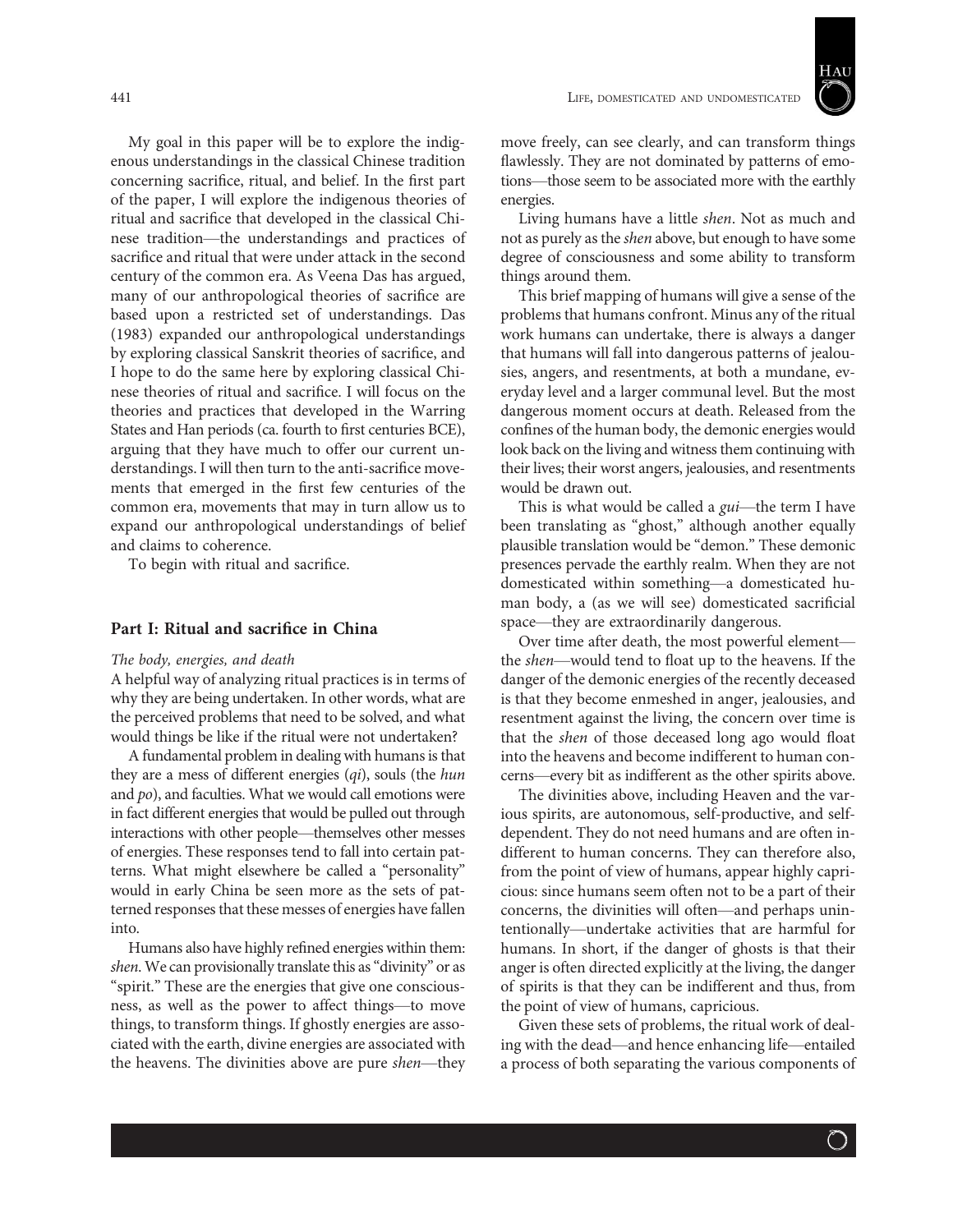My goal in this paper will be to explore the indigenous understandings in the classical Chinese tradition concerning sacrifice, ritual, and belief. In the first part of the paper, I will explore the indigenous theories of ritual and sacrifice that developed in the classical Chinese tradition—the understandings and practices of sacrifice and ritual that were under attack in the second century of the common era. As Veena Das has argued, many of our anthropological theories of sacrifice are based upon a restricted set of understandings. Das (1983) expanded our anthropological understandings by exploring classical Sanskrit theories of sacrifice, and I hope to do the same here by exploring classical Chinese theories of ritual and sacrifice. I will focus on the theories and practices that developed in the Warring States and Han periods (ca. fourth to first centuries BCE), arguing that they have much to offer our current understandings. I will then turn to the anti-sacrifice movements that emerged in the first few centuries of the common era, movements that may in turn allow us to expand our anthropological understandings of belief and claims to coherence.

To begin with ritual and sacrifice.

## Part I: Ritual and sacrifice in China

### *The body, energies, and death*

A helpful way of analyzing ritual practices is in terms of why they are being undertaken. In other words, what are the perceived problems that need to be solved, and what would things be like if the ritual were not undertaken?

A fundamental problem in dealing with humans is that they are a mess of different energies (*qi*), souls (the *hun* and *po*), and faculties. What we would call emotions were in fact different energies that would be pulled out through interactions with other people—themselves other messes of energies. These responses tend to fall into certain patterns. What might elsewhere be called a "personality" would in early China be seen more as the sets of patterned responses that these messes of energies have fallen into.

Humans also have highly refined energies within them: *shen*. We can provisionally translate this as "divinity" or as "spirit." These are the energies that give one consciousness, as well as the power to affect things—to move things, to transform things. If ghostly energies are associated with the earth, divine energies are associated with the heavens. The divinities above are pure *shen*—they move freely, can see clearly, and can transform things flawlessly. They are not dominated by patterns of emotions—those seem to be associated more with the earthly energies.

Living humans have a little *shen*. Not as much and not as purely as the *shen* above, but enough to have some degree of consciousness and some ability to transform things around them.

This brief mapping of humans will give a sense of the problems that humans confront. Minus any of the ritual work humans can undertake, there is always a danger that humans will fall into dangerous patterns of jealousies, angers, and resentments, at both a mundane, everyday level and a larger communal level. But the most dangerous moment occurs at death. Released from the confines of the human body, the demonic energies would look back on the living and witness them continuing with their lives; their worst angers, jealousies, and resentments would be drawn out.

This is what would be called a *gui*—the term I have been translating as "ghost," although another equally plausible translation would be "demon." These demonic presences pervade the earthly realm. When they are not domesticated within something—a domesticated human body, a (as we will see) domesticated sacrificial space—they are extraordinarily dangerous.

Over time after death, the most powerful element—the *shen*—would tend to float up to the heavens. If the danger of the demonic energies of the recently deceased is that they become enmeshed in anger, jealousies, and resentment against the living, the concern over time is that the *shen* of those deceased long ago would float into the heavens and become indifferent to human concerns—every bit as indifferent as the other spirits above.

The divinities above, including Heaven and the various spirits, are autonomous, self-productive, and self-dependent. They do not need humans and are often indifferent to human concerns. They can therefore also, from the point of view of humans, appear highly capricious: since humans seem often not to be a part of their concerns, the divinities will often—and perhaps unintentionally—undertake activities that are harmful for humans. In short, if the danger of ghosts is that their anger is often directed explicitly at the living, the danger of spirits is that they can be indifferent and thus, from the point of view of humans, capricious.

Given these sets of problems, the ritual work of dealing with the dead—and hence enhancing life—entailed a process of both separating the various components of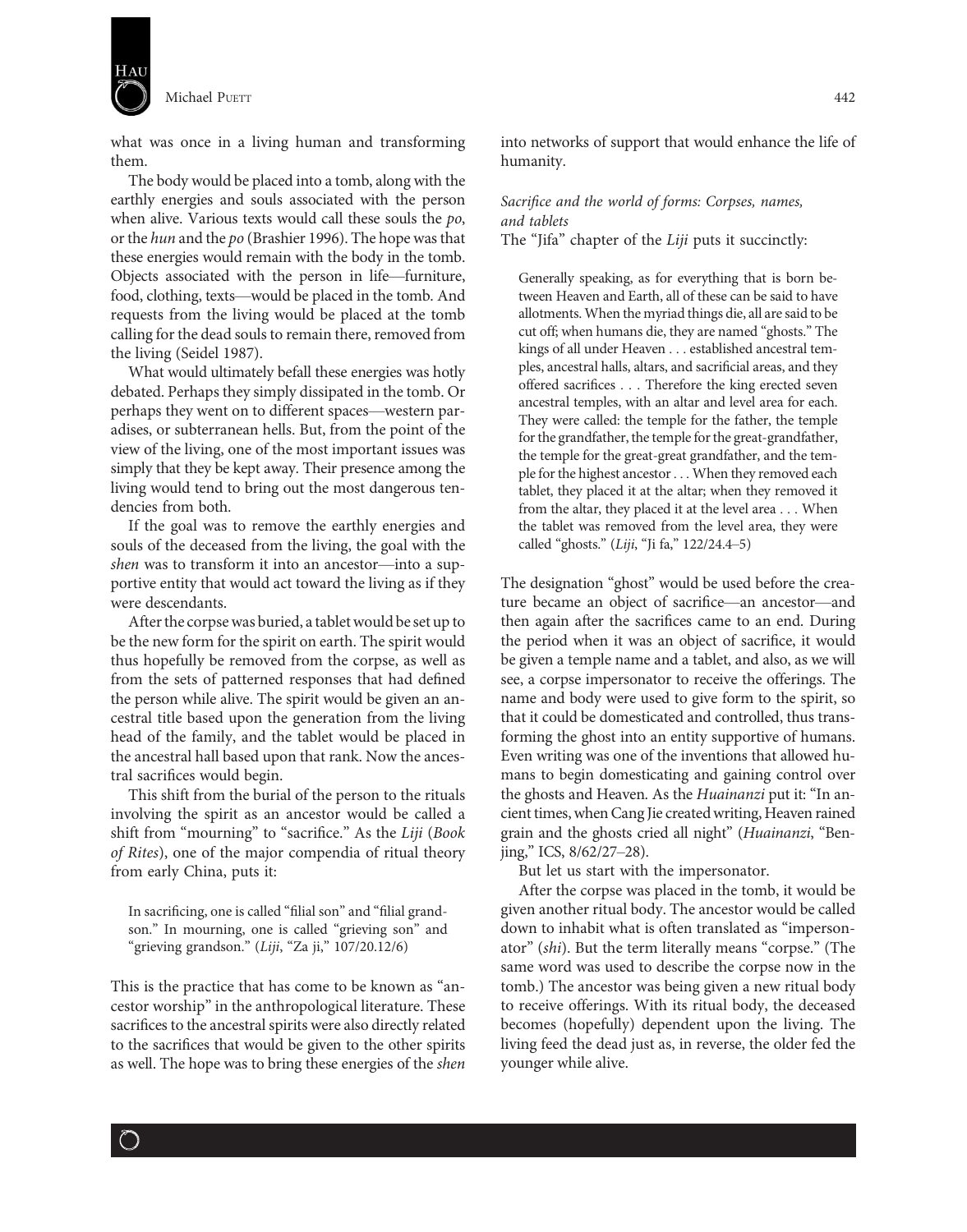what was once in a living human and transforming them.

The body would be placed into a tomb, along with the earthly energies and souls associated with the person when alive. Various texts would call these souls the *po*, or the *hun* and the *po* (Brashier 1996). The hope was that these energies would remain with the body in the tomb. Objects associated with the person in life—furniture, food, clothing, texts—would be placed in the tomb. And requests from the living would be placed at the tomb calling for the dead souls to remain there, removed from the living (Seidel 1987).

What would ultimately befall these energies was hotly debated. Perhaps they simply dissipated in the tomb. Or perhaps they went on to different spaces—western paradises, or subterranean hells. But, from the point of the view of the living, one of the most important issues was simply that they be kept away. Their presence among the living would tend to bring out the most dangerous tendencies from both.

If the goal was to remove the earthly energies and souls of the deceased from the living, the goal with the *shen* was to transform it into an ancestor—into a supportive entity that would act toward the living as if they were descendants.

After the corpse was buried, a tablet would be set up to be the new form for the spirit on earth. The spirit would thus hopefully be removed from the corpse, as well as from the sets of patterned responses that had defined the person while alive. The spirit would be given an ancestral title based upon the generation from the living head of the family, and the tablet would be placed in the ancestral hall based upon that rank. Now the ancestral sacrifices would begin.

This shift from the burial of the person to the rituals involving the spirit as an ancestor would be called a shift from "mourning" to "sacrifice." As the *Liji* (*Book of Rites*), one of the major compendia of ritual theory from early China, puts it:

> In sacrificing, one is called "filial son" and "filial grandson." In mourning, one is called "grieving son" and "grieving grandson." (*Liji*, "Za ji," 107/20.12/6)

This is the practice that has come to be known as "ancestor worship" in the anthropological literature. These sacrifices to the ancestral spirits were also directly related to the sacrifices that would be given to the other spirits as well. The hope was to bring these energies of the *shen* into networks of support that would enhance the life of humanity.

*Sacrifice and the world of forms: Corpses, names, and tablets*

The "Jifa" chapter of the *Liji* puts it succinctly:

> Generally speaking, as for everything that is born between Heaven and Earth, all of these can be said to have allotments. When the myriad things die, all are said to be cut off; when humans die, they are named "ghosts." The kings of all under Heaven . . . established ancestral temples, ancestral halls, altars, and sacrificial areas, and they offered sacrifices . . . Therefore the king erected seven ancestral temples, with an altar and level area for each. They were called: the temple for the father, the temple for the grandfather, the temple for the great-grandfather, the temple for the great-great grandfather, and the temple for the highest ancestor . . . When they removed each tablet, they placed it at the altar; when they removed it from the altar, they placed it at the level area . . . When the tablet was removed from the level area, they were called "ghosts." (*Liji*, "Ji fa," 122/24.4–5)

The designation "ghost" would be used before the creature became an object of sacrifice—an ancestor—and then again after the sacrifices came to an end. During the period when it was an object of sacrifice, it would be given a temple name and a tablet, and also, as we will see, a corpse impersonator to receive the offerings. The name and body were used to give form to the spirit, so that it could be domesticated and controlled, thus transforming the ghost into an entity supportive of humans. Even writing was one of the inventions that allowed humans to begin domesticating and gaining control over the ghosts and Heaven. As the *Huainanzi* put it: "In ancient times, when Cang Jie created writing, Heaven rained grain and the ghosts cried all night" (*Huainanzi*, "Benjing," ICS, 8/62/27–28).

But let us start with the impersonator.

After the corpse was placed in the tomb, it would be given another ritual body. The ancestor would be called down to inhabit what is often translated as "impersonator" (*shi*). But the term literally means "corpse." (The same word was used to describe the corpse now in the tomb.) The ancestor was being given a new ritual body to receive offerings. With its ritual body, the deceased becomes (hopefully) dependent upon the living. The living feed the dead just as, in reverse, the older fed the younger while alive.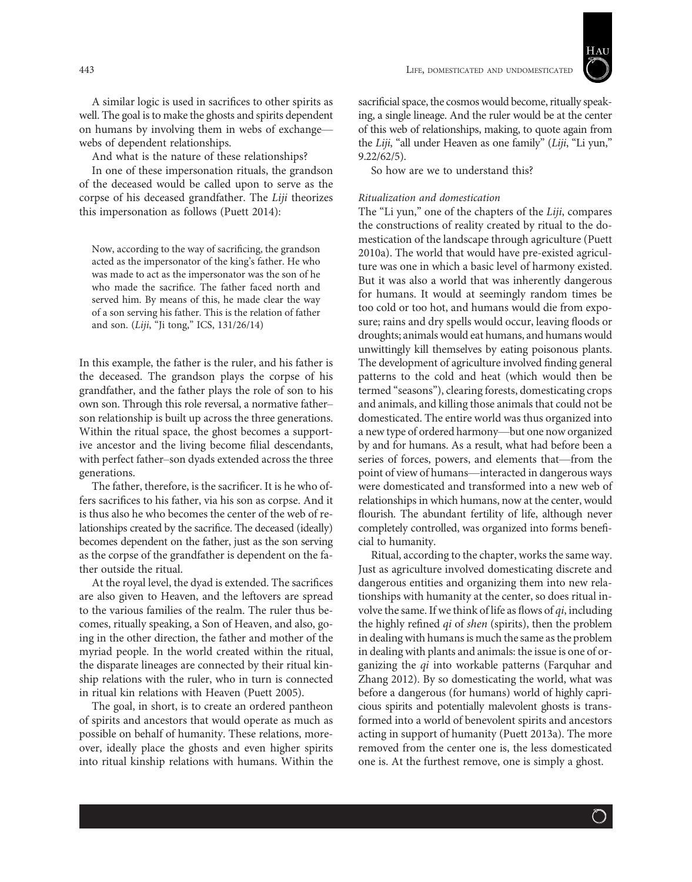A similar logic is used in sacrifices to other spirits as well. The goal is to make the ghosts and spirits dependent on humans by involving them in webs of exchange—webs of dependent relationships.

And what is the nature of these relationships?

In one of these impersonation rituals, the grandson of the deceased would be called upon to serve as the corpse of his deceased grandfather. The *Liji* theorizes this impersonation as follows (Puett 2014):

> Now, according to the way of sacrificing, the grandson acted as the impersonator of the king's father. He who was made to act as the impersonator was the son of he who made the sacrifice. The father faced north and served him. By means of this, he made clear the way of a son serving his father. This is the relation of father and son. (*Liji*, "Ji tong," ICS, 131/26/14)

In this example, the father is the ruler, and his father is the deceased. The grandson plays the corpse of his grandfather, and the father plays the role of son to his own son. Through this role reversal, a normative father–son relationship is built up across the three generations. Within the ritual space, the ghost becomes a supportive ancestor and the living become filial descendants, with perfect father–son dyads extended across the three generations.

The father, therefore, is the sacrificer. It is he who offers sacrifices to his father, via his son as corpse. And it is thus also he who becomes the center of the web of relationships created by the sacrifice. The deceased (ideally) becomes dependent on the father, just as the son serving as the corpse of the grandfather is dependent on the father outside the ritual.

At the royal level, the dyad is extended. The sacrifices are also given to Heaven, and the leftovers are spread to the various families of the realm. The ruler thus becomes, ritually speaking, a Son of Heaven, and also, going in the other direction, the father and mother of the myriad people. In the world created within the ritual, the disparate lineages are connected by their ritual kinship relations with the ruler, who in turn is connected in ritual kin relations with Heaven (Puett 2005).

The goal, in short, is to create an ordered pantheon of spirits and ancestors that would operate as much as possible on behalf of humanity. These relations, moreover, ideally place the ghosts and even higher spirits into ritual kinship relations with humans. Within the sacrificial space, the cosmos would become, ritually speaking, a single lineage. And the ruler would be at the center of this web of relationships, making, to quote again from the *Liji*, "all under Heaven as one family" (*Liji*, "Li yun," 9.22/62/5).

So how are we to understand this?

### *Ritualization and domestication*

The "Li yun," one of the chapters of the *Liji*, compares the constructions of reality created by ritual to the domestication of the landscape through agriculture (Puett 2010a). The world that would have pre-existed agriculture was one in which a basic level of harmony existed. But it was also a world that was inherently dangerous for humans. It would at seemingly random times be too cold or too hot, and humans would die from exposure; rains and dry spells would occur, leaving floods or droughts; animals would eat humans, and humans would unwittingly kill themselves by eating poisonous plants. The development of agriculture involved finding general patterns to the cold and heat (which would then be termed "seasons"), clearing forests, domesticating crops and animals, and killing those animals that could not be domesticated. The entire world was thus organized into a new type of ordered harmony—but one now organized by and for humans. As a result, what had before been a series of forces, powers, and elements that—from the point of view of humans—interacted in dangerous ways were domesticated and transformed into a new web of relationships in which humans, now at the center, would flourish. The abundant fertility of life, although never completely controlled, was organized into forms beneficial to humanity.

Ritual, according to the chapter, works the same way. Just as agriculture involved domesticating discrete and dangerous entities and organizing them into new relationships with humanity at the center, so does ritual involve the same. If we think of life as flows of *qi*, including the highly refined *qi* of *shen* (spirits), then the problem in dealing with humans is much the same as the problem in dealing with plants and animals: the issue is one of organizing the *qi* into workable patterns (Farquhar and Zhang 2012). By so domesticating the world, what was before a dangerous (for humans) world of highly capricious spirits and potentially malevolent ghosts is transformed into a world of benevolent spirits and ancestors acting in support of humanity (Puett 2013a). The more removed from the center one is, the less domesticated one is. At the furthest remove, one is simply a ghost.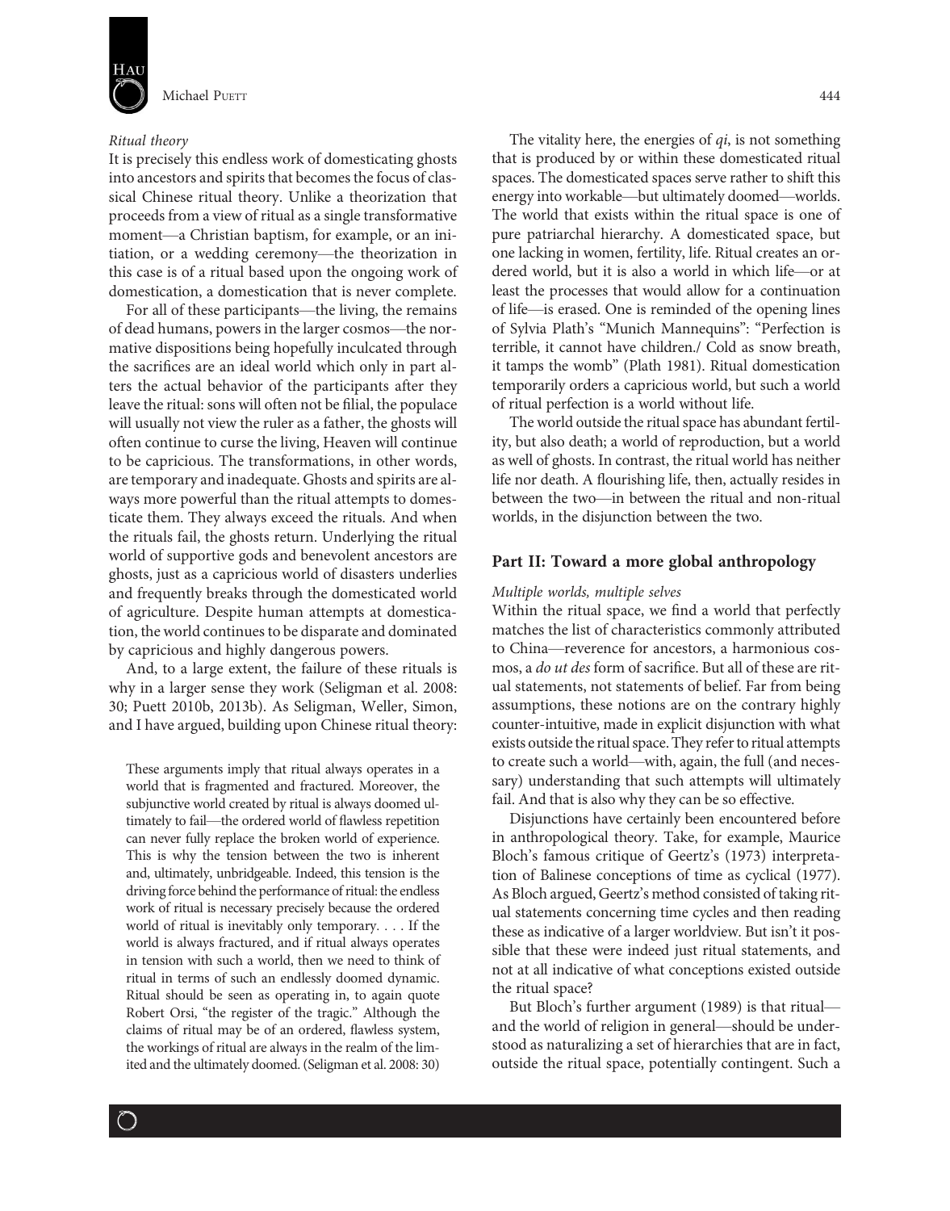### *Ritual theory*

It is precisely this endless work of domesticating ghosts into ancestors and spirits that becomes the focus of classical Chinese ritual theory. Unlike a theorization that proceeds from a view of ritual as a single transformative moment—a Christian baptism, for example, or an initiation, or a wedding ceremony—the theorization in this case is of a ritual based upon the ongoing work of domestication, a domestication that is never complete.

For all of these participants—the living, the remains of dead humans, powers in the larger cosmos—the normative dispositions being hopefully inculcated through the sacrifices are an ideal world which only in part alters the actual behavior of the participants after they leave the ritual: sons will often not be filial, the populace will usually not view the ruler as a father, the ghosts will often continue to curse the living, Heaven will continue to be capricious. The transformations, in other words, are temporary and inadequate. Ghosts and spirits are always more powerful than the ritual attempts to domesticate them. They always exceed the rituals. And when the rituals fail, the ghosts return. Underlying the ritual world of supportive gods and benevolent ancestors are ghosts, just as a capricious world of disasters underlies and frequently breaks through the domesticated world of agriculture. Despite human attempts at domestication, the world continues to be disparate and dominated by capricious and highly dangerous powers.

And, to a large extent, the failure of these rituals is why in a larger sense they work (Seligman et al. 2008: 30; Puett 2010b, 2013b). As Seligman, Weller, Simon, and I have argued, building upon Chinese ritual theory:

> These arguments imply that ritual always operates in a world that is fragmented and fractured. Moreover, the subjunctive world created by ritual is always doomed ultimately to fail—the ordered world of flawless repetition can never fully replace the broken world of experience. This is why the tension between the two is inherent and, ultimately, unbridgeable. Indeed, this tension is the driving force behind the performance of ritual: the endless work of ritual is necessary precisely because the ordered world of ritual is inevitably only temporary. . . . If the world is always fractured, and if ritual always operates in tension with such a world, then we need to think of ritual in terms of such an endlessly doomed dynamic. Ritual should be seen as operating in, to again quote Robert Orsi, "the register of the tragic." Although the claims of ritual may be of an ordered, flawless system, the workings of ritual are always in the realm of the limited and the ultimately doomed. (Seligman et al. 2008: 30)

The vitality here, the energies of *qi*, is not something that is produced by or within these domesticated ritual spaces. The domesticated spaces serve rather to shift this energy into workable—but ultimately doomed—worlds. The world that exists within the ritual space is one of pure patriarchal hierarchy. A domesticated space, but one lacking in women, fertility, life. Ritual creates an ordered world, but it is also a world in which life—or at least the processes that would allow for a continuation of life—is erased. One is reminded of the opening lines of Sylvia Plath's "Munich Mannequins": "Perfection is terrible, it cannot have children./ Cold as snow breath, it tamps the womb" (Plath 1981). Ritual domestication temporarily orders a capricious world, but such a world of ritual perfection is a world without life.

The world outside the ritual space has abundant fertility, but also death; a world of reproduction, but a world as well of ghosts. In contrast, the ritual world has neither life nor death. A flourishing life, then, actually resides in between the two—in between the ritual and non-ritual worlds, in the disjunction between the two.

## Part II: Toward a more global anthropology

### *Multiple worlds, multiple selves*

Within the ritual space, we find a world that perfectly matches the list of characteristics commonly attributed to China—reverence for ancestors, a harmonious cosmos, a *do ut des* form of sacrifice. But all of these are ritual statements, not statements of belief. Far from being assumptions, these notions are on the contrary highly counter-intuitive, made in explicit disjunction with what exists outside the ritual space. They refer to ritual attempts to create such a world—with, again, the full (and necessary) understanding that such attempts will ultimately fail. And that is also why they can be so effective.

Disjunctions have certainly been encountered before in anthropological theory. Take, for example, Maurice Bloch's famous critique of Geertz's (1973) interpretation of Balinese conceptions of time as cyclical (1977). As Bloch argued, Geertz's method consisted of taking ritual statements concerning time cycles and then reading these as indicative of a larger worldview. But isn't it possible that these were indeed just ritual statements, and not at all indicative of what conceptions existed outside the ritual space?

But Bloch's further argument (1989) is that ritual—and the world of religion in general—should be understood as naturalizing a set of hierarchies that are in fact, outside the ritual space, potentially contingent. Such a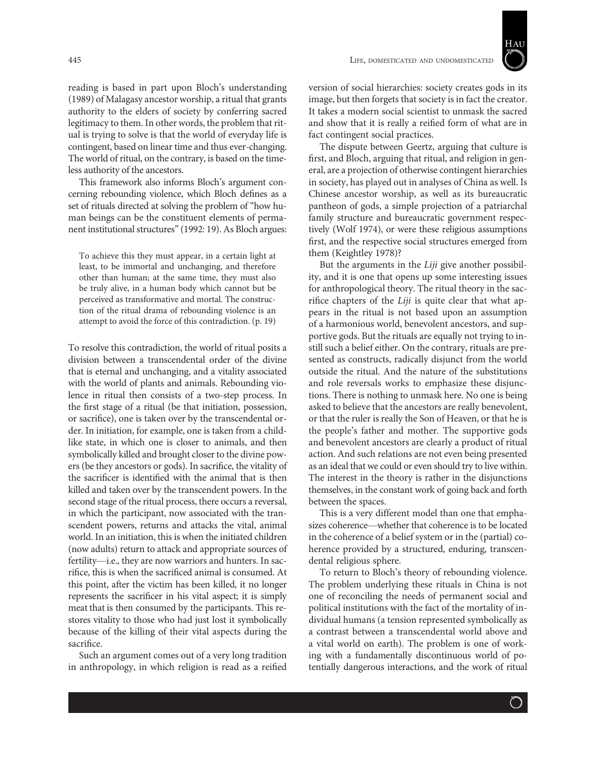reading is based in part upon Bloch's understanding (1989) of Malagasy ancestor worship, a ritual that grants authority to the elders of society by conferring sacred legitimacy to them. In other words, the problem that ritual is trying to solve is that the world of everyday life is contingent, based on linear time and thus ever-changing. The world of ritual, on the contrary, is based on the timeless authority of the ancestors.

This framework also informs Bloch's argument concerning rebounding violence, which Bloch defines as a set of rituals directed at solving the problem of "how human beings can be the constituent elements of permanent institutional structures" (1992: 19). As Bloch argues:

> To achieve this they must appear, in a certain light at least, to be immortal and unchanging, and therefore other than human; at the same time, they must also be truly alive, in a human body which cannot but be perceived as transformative and mortal. The construction of the ritual drama of rebounding violence is an attempt to avoid the force of this contradiction. (p. 19)

To resolve this contradiction, the world of ritual posits a division between a transcendental order of the divine that is eternal and unchanging, and a vitality associated with the world of plants and animals. Rebounding violence in ritual then consists of a two-step process. In the first stage of a ritual (be that initiation, possession, or sacrifice), one is taken over by the transcendental order. In initiation, for example, one is taken from a childlike state, in which one is closer to animals, and then symbolically killed and brought closer to the divine powers (be they ancestors or gods). In sacrifice, the vitality of the sacrificer is identified with the animal that is then killed and taken over by the transcendent powers. In the second stage of the ritual process, there occurs a reversal, in which the participant, now associated with the transcendent powers, returns and attacks the vital, animal world. In an initiation, this is when the initiated children (now adults) return to attack and appropriate sources of fertility—i.e., they are now warriors and hunters. In sacrifice, this is when the sacrificed animal is consumed. At this point, after the victim has been killed, it no longer represents the sacrificer in his vital aspect; it is simply meat that is then consumed by the participants. This restores vitality to those who had just lost it symbolically because of the killing of their vital aspects during the sacrifice.

Such an argument comes out of a very long tradition in anthropology, in which religion is read as a reified version of social hierarchies: society creates gods in its image, but then forgets that society is in fact the creator. It takes a modern social scientist to unmask the sacred and show that it is really a reified form of what are in fact contingent social practices.

The dispute between Geertz, arguing that culture is first, and Bloch, arguing that ritual, and religion in general, are a projection of otherwise contingent hierarchies in society, has played out in analyses of China as well. Is Chinese ancestor worship, as well as its bureaucratic pantheon of gods, a simple projection of a patriarchal family structure and bureaucratic government respectively (Wolf 1974), or were these religious assumptions first, and the respective social structures emerged from them (Keightley 1978)?

But the arguments in the *Liji* give another possibility, and it is one that opens up some interesting issues for anthropological theory. The ritual theory in the sacrifice chapters of the *Liji* is quite clear that what appears in the ritual is not based upon an assumption of a harmonious world, benevolent ancestors, and supportive gods. But the rituals are equally not trying to instill such a belief either. On the contrary, rituals are presented as constructs, radically disjunct from the world outside the ritual. And the nature of the substitutions and role reversals works to emphasize these disjunctions. There is nothing to unmask here. No one is being asked to believe that the ancestors are really benevolent, or that the ruler is really the Son of Heaven, or that he is the people's father and mother. The supportive gods and benevolent ancestors are clearly a product of ritual action. And such relations are not even being presented as an ideal that we could or even should try to live within. The interest in the theory is rather in the disjunctions themselves, in the constant work of going back and forth between the spaces.

This is a very different model than one that emphasizes coherence—whether that coherence is to be located in the coherence of a belief system or in the (partial) coherence provided by a structured, enduring, transcendental religious sphere.

To return to Bloch's theory of rebounding violence. The problem underlying these rituals in China is not one of reconciling the needs of permanent social and political institutions with the fact of the mortality of individual humans (a tension represented symbolically as a contrast between a transcendental world above and a vital world on earth). The problem is one of working with a fundamentally discontinuous world of potentially dangerous interactions, and the work of ritual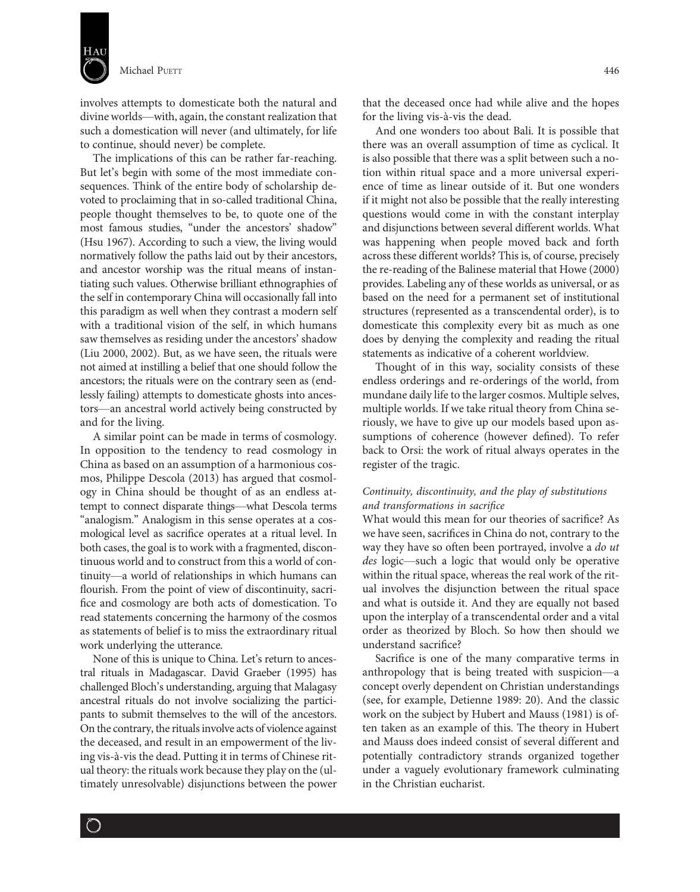involves attempts to domesticate both the natural and divine worlds—with, again, the constant realization that such a domestication will never (and ultimately, for life to continue, should never) be complete.

The implications of this can be rather far-reaching. But let's begin with some of the most immediate consequences. Think of the entire body of scholarship devoted to proclaiming that in so-called traditional China, people thought themselves to be, to quote one of the most famous studies, "under the ancestors' shadow" (Hsu 1967). According to such a view, the living would normatively follow the paths laid out by their ancestors, and ancestor worship was the ritual means of instantiating such values. Otherwise brilliant ethnographies of the self in contemporary China will occasionally fall into this paradigm as well when they contrast a modern self with a traditional vision of the self, in which humans saw themselves as residing under the ancestors' shadow (Liu 2000, 2002). But, as we have seen, the rituals were not aimed at instilling a belief that one should follow the ancestors; the rituals were on the contrary seen as (endlessly failing) attempts to domesticate ghosts into ancestors—an ancestral world actively being constructed by and for the living.

A similar point can be made in terms of cosmology. In opposition to the tendency to read cosmology in China as based on an assumption of a harmonious cosmos, Philippe Descola (2013) has argued that cosmology in China should be thought of as an endless attempt to connect disparate things—what Descola terms "analogism." Analogism in this sense operates at a cosmological level as sacrifice operates at a ritual level. In both cases, the goal is to work with a fragmented, discontinuous world and to construct from this a world of continuity—a world of relationships in which humans can flourish. From the point of view of discontinuity, sacrifice and cosmology are both acts of domestication. To read statements concerning the harmony of the cosmos as statements of belief is to miss the extraordinary ritual work underlying the utterance.

None of this is unique to China. Let's return to ancestral rituals in Madagascar. David Graeber (1995) has challenged Bloch's understanding, arguing that Malagasy ancestral rituals do not involve socializing the participants to submit themselves to the will of the ancestors. On the contrary, the rituals involve acts of violence against the deceased, and result in an empowerment of the living vis-à-vis the dead. Putting it in terms of Chinese ritual theory: the rituals work because they play on the (ultimately unresolvable) disjunctions between the power that the deceased once had while alive and the hopes for the living vis-à-vis the dead.

And one wonders too about Bali. It is possible that there was an overall assumption of time as cyclical. It is also possible that there was a split between such a notion within ritual space and a more universal experience of time as linear outside of it. But one wonders if it might not also be possible that the really interesting questions would come in with the constant interplay and disjunctions between several different worlds. What was happening when people moved back and forth across these different worlds? This is, of course, precisely the re-reading of the Balinese material that Howe (2000) provides. Labeling any of these worlds as universal, or as based on the need for a permanent set of institutional structures (represented as a transcendental order), is to domesticate this complexity every bit as much as one does by denying the complexity and reading the ritual statements as indicative of a coherent worldview.

Thought of in this way, sociality consists of these endless orderings and re-orderings of the world, from mundane daily life to the larger cosmos. Multiple selves, multiple worlds. If we take ritual theory from China seriously, we have to give up our models based upon assumptions of coherence (however defined). To refer back to Orsi: the work of ritual always operates in the register of the tragic.

### *Continuity, discontinuity, and the play of substitutions and transformations in sacrifice*

What would this mean for our theories of sacrifice? As we have seen, sacrifices in China do not, contrary to the way they have so often been portrayed, involve a *do ut des* logic—such a logic that would only be operative within the ritual space, whereas the real work of the ritual involves the disjunction between the ritual space and what is outside it. And they are equally not based upon the interplay of a transcendental order and a vital order as theorized by Bloch. So how then should we understand sacrifice?

Sacrifice is one of the many comparative terms in anthropology that is being treated with suspicion—a concept overly dependent on Christian understandings (see, for example, Detienne 1989: 20). And the classic work on the subject by Hubert and Mauss (1981) is often taken as an example of this. The theory in Hubert and Mauss does indeed consist of several different and potentially contradictory strands organized together under a vaguely evolutionary framework culminating in the Christian eucharist.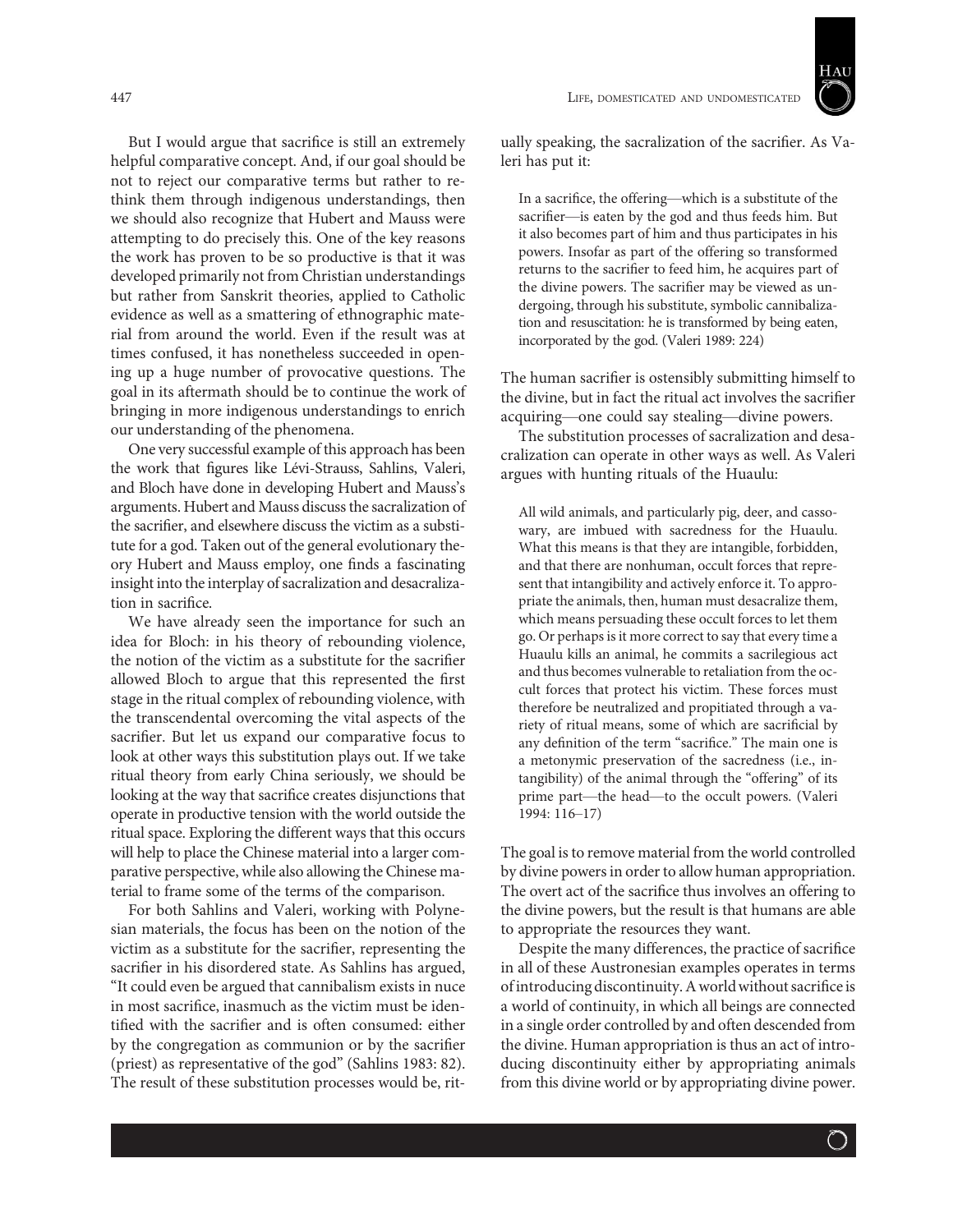But I would argue that sacrifice is still an extremely helpful comparative concept. And, if our goal should be not to reject our comparative terms but rather to rethink them through indigenous understandings, then we should also recognize that Hubert and Mauss were attempting to do precisely this. One of the key reasons the work has proven to be so productive is that it was developed primarily not from Christian understandings but rather from Sanskrit theories, applied to Catholic evidence as well as a smattering of ethnographic material from around the world. Even if the result was at times confused, it has nonetheless succeeded in opening up a huge number of provocative questions. The goal in its aftermath should be to continue the work of bringing in more indigenous understandings to enrich our understanding of the phenomena.

One very successful example of this approach has been the work that figures like Lévi-Strauss, Sahlins, Valeri, and Bloch have done in developing Hubert and Mauss's arguments. Hubert and Mauss discuss the sacralization of the sacrifier, and elsewhere discuss the victim as a substitute for a god. Taken out of the general evolutionary theory Hubert and Mauss employ, one finds a fascinating insight into the interplay of sacralization and desacralization in sacrifice.

We have already seen the importance for such an idea for Bloch: in his theory of rebounding violence, the notion of the victim as a substitute for the sacrifier allowed Bloch to argue that this represented the first stage in the ritual complex of rebounding violence, with the transcendental overcoming the vital aspects of the sacrifier. But let us expand our comparative focus to look at other ways this substitution plays out. If we take ritual theory from early China seriously, we should be looking at the way that sacrifice creates disjunctions that operate in productive tension with the world outside the ritual space. Exploring the different ways that this occurs will help to place the Chinese material into a larger comparative perspective, while also allowing the Chinese material to frame some of the terms of the comparison.

For both Sahlins and Valeri, working with Polynesian materials, the focus has been on the notion of the victim as a substitute for the sacrifier, representing the sacrifier in his disordered state. As Sahlins has argued, "It could even be argued that cannibalism exists in nuce in most sacrifice, inasmuch as the victim must be identified with the sacrifier and is often consumed: either by the congregation as communion or by the sacrifier (priest) as representative of the god" (Sahlins 1983: 82). The result of these substitution processes would be, ritually speaking, the sacralization of the sacrifier. As Valeri has put it:

> In a sacrifice, the offering—which is a substitute of the sacrifier—is eaten by the god and thus feeds him. But it also becomes part of him and thus participates in his powers. Insofar as part of the offering so transformed returns to the sacrifier to feed him, he acquires part of the divine powers. The sacrifier may be viewed as undergoing, through his substitute, symbolic cannibalization and resuscitation: he is transformed by being eaten, incorporated by the god. (Valeri 1989: 224)

The human sacrifier is ostensibly submitting himself to the divine, but in fact the ritual act involves the sacrifier acquiring—one could say stealing—divine powers.

The substitution processes of sacralization and desacralization can operate in other ways as well. As Valeri argues with hunting rituals of the Huaulu:

> All wild animals, and particularly pig, deer, and cassowary, are imbued with sacredness for the Huaulu. What this means is that they are intangible, forbidden, and that there are nonhuman, occult forces that represent that intangibility and actively enforce it. To appropriate the animals, then, human must desacralize them, which means persuading these occult forces to let them go. Or perhaps is it more correct to say that every time a Huaulu kills an animal, he commits a sacrilegious act and thus becomes vulnerable to retaliation from the occult forces that protect his victim. These forces must therefore be neutralized and propitiated through a variety of ritual means, some of which are sacrificial by any definition of the term "sacrifice." The main one is a metonymic preservation of the sacredness (i.e., intangibility) of the animal through the "offering" of its prime part—the head—to the occult powers. (Valeri 1994: 116–17)

The goal is to remove material from the world controlled by divine powers in order to allow human appropriation. The overt act of the sacrifice thus involves an offering to the divine powers, but the result is that humans are able to appropriate the resources they want.

Despite the many differences, the practice of sacrifice in all of these Austronesian examples operates in terms of introducing discontinuity. A world without sacrifice is a world of continuity, in which all beings are connected in a single order controlled by and often descended from the divine. Human appropriation is thus an act of introducing discontinuity either by appropriating animals from this divine world or by appropriating divine power.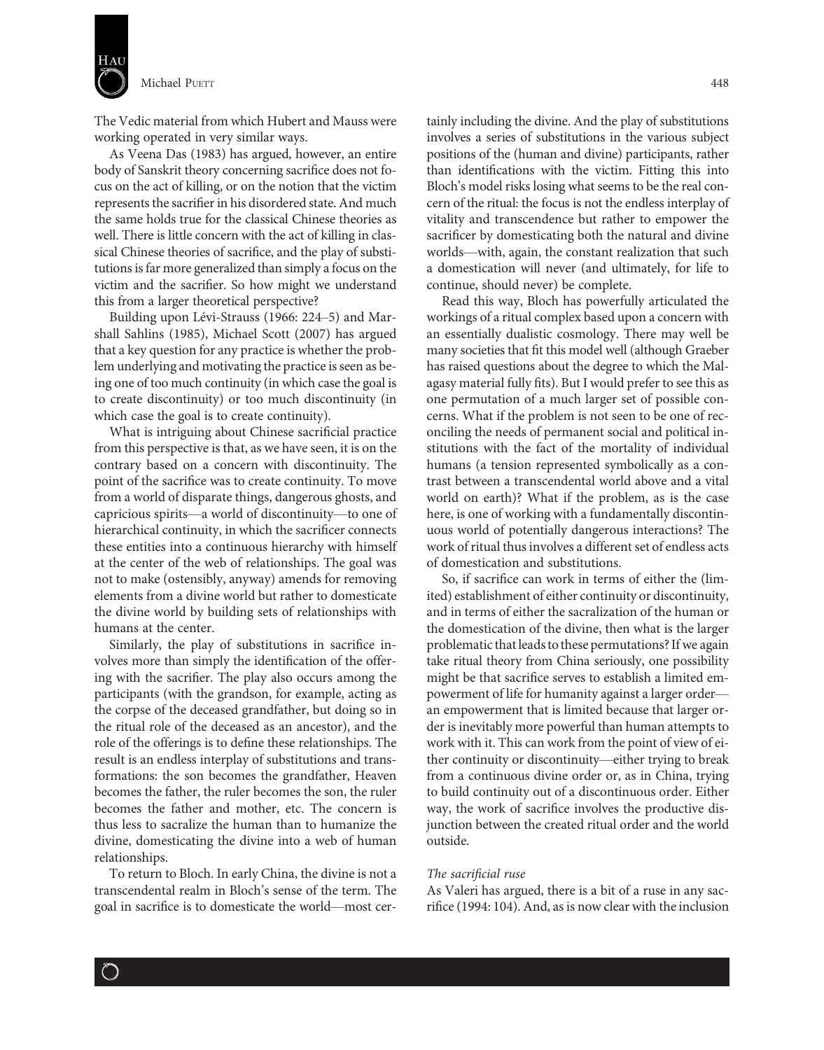The Vedic material from which Hubert and Mauss were working operated in very similar ways.

As Veena Das (1983) has argued, however, an entire body of Sanskrit theory concerning sacrifice does not focus on the act of killing, or on the notion that the victim represents the sacrificer in his disordered state. And much the same holds true for the classical Chinese theories as well. There is little concern with the act of killing in classical Chinese theories of sacrifice, and the play of substitutions is far more generalized than simply a focus on the victim and the sacrificer. So how might we understand this from a larger theoretical perspective?

Building upon Lévi-Strauss (1966: 224–5) and Marshall Sahlins (1985), Michael Scott (2007) has argued that a key question for any practice is whether the problem underlying and motivating the practice is seen as being one of too much continuity (in which case the goal is to create discontinuity) or too much discontinuity (in which case the goal is to create continuity).

What is intriguing about Chinese sacrificial practice from this perspective is that, as we have seen, it is on the contrary based on a concern with discontinuity. The point of the sacrifice was to create continuity. To move from a world of disparate things, dangerous ghosts, and capricious spirits—a world of discontinuity—to one of hierarchical continuity, in which the sacrificer connects these entities into a continuous hierarchy with himself at the center of the web of relationships. The goal was not to make (ostensibly, anyway) amends for removing elements from a divine world but rather to domesticate the divine world by building sets of relationships with humans at the center.

Similarly, the play of substitutions in sacrifice involves more than simply the identification of the offering with the sacrificer. The play also occurs among the participants (with the grandson, for example, acting as the corpse of the deceased grandfather, but doing so in the ritual role of the deceased as an ancestor), and the role of the offerings is to define these relationships. The result is an endless interplay of substitutions and transformations: the son becomes the grandfather, Heaven becomes the father, the ruler becomes the son, the ruler becomes the father and mother, etc. The concern is thus less to sacralize the human than to humanize the divine, domesticating the divine into a web of human relationships.

To return to Bloch. In early China, the divine is not a transcendental realm in Bloch's sense of the term. The goal in sacrifice is to domesticate the world—most certainly including the divine. And the play of substitutions involves a series of substitutions in the various subject positions of the (human and divine) participants, rather than identifications with the victim. Fitting this into Bloch's model risks losing what seems to be the real concern of the ritual: the focus is not the endless interplay of vitality and transcendence but rather to empower the sacrificer by domesticating both the natural and divine worlds—with, again, the constant realization that such a domestication will never (and ultimately, for life to continue, should never) be complete.

Read this way, Bloch has powerfully articulated the workings of a ritual complex based upon a concern with an essentially dualistic cosmology. There may well be many societies that fit this model well (although Graeber has raised questions about the degree to which the Malagasy material fully fits). But I would prefer to see this as one permutation of a much larger set of possible concerns. What if the problem is not seen to be one of reconciling the needs of permanent social and political institutions with the fact of the mortality of individual humans (a tension represented symbolically as a contrast between a transcendental world above and a vital world on earth)? What if the problem, as is the case here, is one of working with a fundamentally discontinuous world of potentially dangerous interactions? The work of ritual thus involves a different set of endless acts of domestication and substitutions.

So, if sacrifice can work in terms of either the (limited) establishment of either continuity or discontinuity, and in terms of either the sacralization of the human or the domestication of the divine, then what is the larger problematic that leads to these permutations? If we again take ritual theory from China seriously, one possibility might be that sacrifice serves to establish a limited empowerment of life for humanity against a larger order—an empowerment that is limited because that larger order is inevitably more powerful than human attempts to work with it. This can work from the point of view of either continuity or discontinuity—either trying to break from a continuous divine order or, as in China, trying to build continuity out of a discontinuous order. Either way, the work of sacrifice involves the productive disjunction between the created ritual order and the world outside.

### *The sacrificial ruse*

As Valeri has argued, there is a bit of a ruse in any sacrifice (1994: 104). And, as is now clear with the inclusion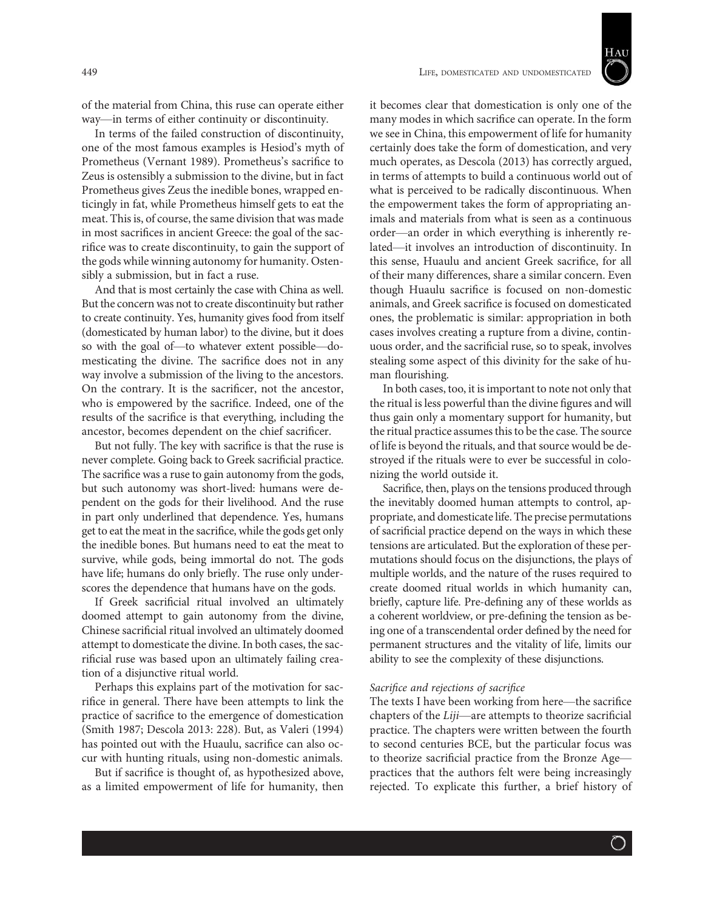of the material from China, this ruse can operate either way—in terms of either continuity or discontinuity.

In terms of the failed construction of discontinuity, one of the most famous examples is Hesiod's myth of Prometheus (Vernant 1989). Prometheus's sacrifice to Zeus is ostensibly a submission to the divine, but in fact Prometheus gives Zeus the inedible bones, wrapped enticingly in fat, while Prometheus himself gets to eat the meat. This is, of course, the same division that was made in most sacrifices in ancient Greece: the goal of the sacrifice was to create discontinuity, to gain the support of the gods while winning autonomy for humanity. Ostensibly a submission, but in fact a ruse.

And that is most certainly the case with China as well. But the concern was not to create discontinuity but rather to create continuity. Yes, humanity gives food from itself (domesticated by human labor) to the divine, but it does so with the goal of—to whatever extent possible—domesticating the divine. The sacrifice does not in any way involve a submission of the living to the ancestors. On the contrary. It is the sacrificer, not the ancestor, who is empowered by the sacrifice. Indeed, one of the results of the sacrifice is that everything, including the ancestor, becomes dependent on the chief sacrificer.

But not fully. The key with sacrifice is that the ruse is never complete. Going back to Greek sacrificial practice. The sacrifice was a ruse to gain autonomy from the gods, but such autonomy was short-lived: humans were dependent on the gods for their livelihood. And the ruse in part only underlined that dependence. Yes, humans get to eat the meat in the sacrifice, while the gods get only the inedible bones. But humans need to eat the meat to survive, while gods, being immortal do not. The gods have life; humans do only briefly. The ruse only underscores the dependence that humans have on the gods.

If Greek sacrificial ritual involved an ultimately doomed attempt to gain autonomy from the divine, Chinese sacrificial ritual involved an ultimately doomed attempt to domesticate the divine. In both cases, the sacrificial ruse was based upon an ultimately failing creation of a disjunctive ritual world.

Perhaps this explains part of the motivation for sacrifice in general. There have been attempts to link the practice of sacrifice to the emergence of domestication (Smith 1987; Descola 2013: 228). But, as Valeri (1994) has pointed out with the Huaulu, sacrifice can also occur with hunting rituals, using non-domestic animals.

But if sacrifice is thought of, as hypothesized above, as a limited empowerment of life for humanity, then it becomes clear that domestication is only one of the many modes in which sacrifice can operate. In the form we see in China, this empowerment of life for humanity certainly does take the form of domestication, and very much operates, as Descola (2013) has correctly argued, in terms of attempts to build a continuous world out of what is perceived to be radically discontinuous. When the empowerment takes the form of appropriating animals and materials from what is seen as a continuous order—an order in which everything is inherently related—it involves an introduction of discontinuity. In this sense, Huaulu and ancient Greek sacrifice, for all of their many differences, share a similar concern. Even though Huaulu sacrifice is focused on non-domestic animals, and Greek sacrifice is focused on domesticated ones, the problematic is similar: appropriation in both cases involves creating a rupture from a divine, continuous order, and the sacrificial ruse, so to speak, involves stealing some aspect of this divinity for the sake of human flourishing.

In both cases, too, it is important to note not only that the ritual is less powerful than the divine figures and will thus gain only a momentary support for humanity, but the ritual practice assumes this to be the case. The source of life is beyond the rituals, and that source would be destroyed if the rituals were to ever be successful in colonizing the world outside it.

Sacrifice, then, plays on the tensions produced through the inevitably doomed human attempts to control, appropriate, and domesticate life. The precise permutations of sacrificial practice depend on the ways in which these tensions are articulated. But the exploration of these permutations should focus on the disjunctions, the plays of multiple worlds, and the nature of the ruses required to create doomed ritual worlds in which humanity can, briefly, capture life. Pre-defining any of these worlds as a coherent worldview, or pre-defining the tension as being one of a transcendental order defined by the need for permanent structures and the vitality of life, limits our ability to see the complexity of these disjunctions.

### *Sacrifice and rejections of sacrifice*

The texts I have been working from here—the sacrifice chapters of the *Liji*—are attempts to theorize sacrificial practice. The chapters were written between the fourth to second centuries BCE, but the particular focus was to theorize sacrificial practice from the Bronze Age—practices that the authors felt were being increasingly rejected. To explicate this further, a brief history of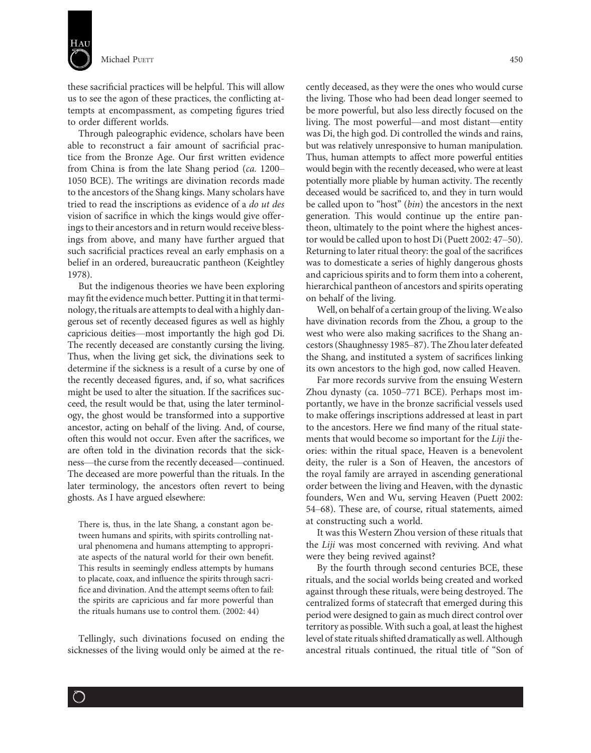these sacrificial practices will be helpful. This will allow us to see the agon of these practices, the conflicting attempts at encompassment, as competing figures tried to order different worlds.

Through paleographic evidence, scholars have been able to reconstruct a fair amount of sacrificial practice from the Bronze Age. Our first written evidence from China is from the late Shang period (*ca.* 1200–1050 BCE). The writings are divination records made to the ancestors of the Shang kings. Many scholars have tried to read the inscriptions as evidence of a *do ut des* vision of sacrifice in which the kings would give offerings to their ancestors and in return would receive blessings from above, and many have further argued that such sacrificial practices reveal an early emphasis on a belief in an ordered, bureaucratic pantheon (Keightley 1978).

But the indigenous theories we have been exploring may fit the evidence much better. Putting it in that terminology, the rituals are attempts to deal with a highly dangerous set of recently deceased figures as well as highly capricious deities—most importantly the high god Di. The recently deceased are constantly cursing the living. Thus, when the living get sick, the divinations seek to determine if the sickness is a result of a curse by one of the recently deceased figures, and, if so, what sacrifices might be used to alter the situation. If the sacrifices succeed, the result would be that, using the later terminology, the ghost would be transformed into a supportive ancestor, acting on behalf of the living. And, of course, often this would not occur. Even after the sacrifices, we are often told in the divination records that the sickness—the curse from the recently deceased—continued. The deceased are more powerful than the rituals. In the later terminology, the ancestors often revert to being ghosts. As I have argued elsewhere:

> There is, thus, in the late Shang, a constant agon between humans and spirits, with spirits controlling natural phenomena and humans attempting to appropriate aspects of the natural world for their own benefit. This results in seemingly endless attempts by humans to placate, coax, and influence the spirits through sacrifice and divination. And the attempt seems often to fail: the spirits are capricious and far more powerful than the rituals humans use to control them. (2002: 44)

Tellingly, such divinations focused on ending the sicknesses of the living would only be aimed at the recently deceased, as they were the ones who would curse the living. Those who had been dead longer seemed to be more powerful, but also less directly focused on the living. The most powerful—and most distant—entity was Di, the high god. Di controlled the winds and rains, but was relatively unresponsive to human manipulation. Thus, human attempts to affect more powerful entities would begin with the recently deceased, who were at least potentially more pliable by human activity. The recently deceased would be sacrificed to, and they in turn would be called upon to "host" (*bin*) the ancestors in the next generation. This would continue up the entire pantheon, ultimately to the point where the highest ancestor would be called upon to host Di (Puett 2002: 47–50). Returning to later ritual theory: the goal of the sacrifices was to domesticate a series of highly dangerous ghosts and capricious spirits and to form them into a coherent, hierarchical pantheon of ancestors and spirits operating on behalf of the living.

Well, on behalf of a certain group of the living. We also have divination records from the Zhou, a group to the west who were also making sacrifices to the Shang ancestors (Shaughnessy 1985–87). The Zhou later defeated the Shang, and instituted a system of sacrifices linking its own ancestors to the high god, now called Heaven.

Far more records survive from the ensuing Western Zhou dynasty (ca. 1050–771 BCE). Perhaps most importantly, we have in the bronze sacrificial vessels used to make offerings inscriptions addressed at least in part to the ancestors. Here we find many of the ritual statements that would become so important for the *Liji* theories: within the ritual space, Heaven is a benevolent deity, the ruler is a Son of Heaven, the ancestors of the royal family are arrayed in ascending generational order between the living and Heaven, with the dynastic founders, Wen and Wu, serving Heaven (Puett 2002: 54–68). These are, of course, ritual statements, aimed at constructing such a world.

It was this Western Zhou version of these rituals that the *Liji* was most concerned with reviving. And what were they being revived against?

By the fourth through second centuries BCE, these rituals, and the social worlds being created and worked against through these rituals, were being destroyed. The centralized forms of statecraft that emerged during this period were designed to gain as much direct control over territory as possible. With such a goal, at least the highest level of state rituals shifted dramatically as well. Although ancestral rituals continued, the ritual title of "Son of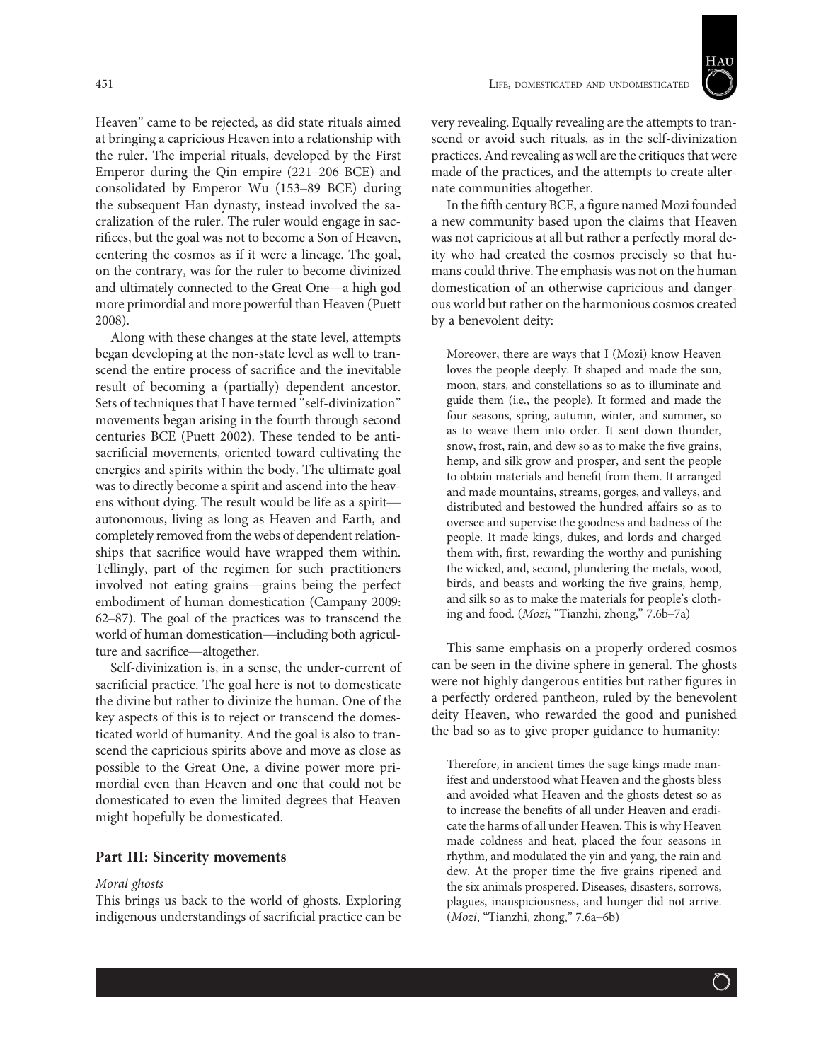Heaven" came to be rejected, as did state rituals aimed at bringing a capricious Heaven into a relationship with the ruler. The imperial rituals, developed by the First Emperor during the Qin empire (221–206 BCE) and consolidated by Emperor Wu (153–89 BCE) during the subsequent Han dynasty, instead involved the sacralization of the ruler. The ruler would engage in sacrifices, but the goal was not to become a Son of Heaven, centering the cosmos as if it were a lineage. The goal, on the contrary, was for the ruler to become divinized and ultimately connected to the Great One—a high god more primordial and more powerful than Heaven (Puett 2008).

Along with these changes at the state level, attempts began developing at the non-state level as well to transcend the entire process of sacrifice and the inevitable result of becoming a (partially) dependent ancestor. Sets of techniques that I have termed "self-divinization" movements began arising in the fourth through second centuries BCE (Puett 2002). These tended to be anti-sacrificial movements, oriented toward cultivating the energies and spirits within the body. The ultimate goal was to directly become a spirit and ascend into the heavens without dying. The result would be life as a spirit—autonomous, living as long as Heaven and Earth, and completely removed from the webs of dependent relationships that sacrifice would have wrapped them within. Tellingly, part of the regimen for such practitioners involved not eating grains—grains being the perfect embodiment of human domestication (Campany 2009: 62–87). The goal of the practices was to transcend the world of human domestication—including both agriculture and sacrifice—altogether.

Self-divinization is, in a sense, the under-current of sacrificial practice. The goal here is not to domesticate the divine but rather to divinize the human. One of the key aspects of this is to reject or transcend the domesticated world of humanity. And the goal is also to transcend the capricious spirits above and move as close as possible to the Great One, a divine power more primordial even than Heaven and one that could not be domesticated to even the limited degrees that Heaven might hopefully be domesticated.

## Part III: Sincerity movements

### *Moral ghosts*

This brings us back to the world of ghosts. Exploring indigenous understandings of sacrificial practice can be very revealing. Equally revealing are the attempts to transcend or avoid such rituals, as in the self-divinization practices. And revealing as well are the critiques that were made of the practices, and the attempts to create alternate communities altogether.

In the fifth century BCE, a figure named Mozi founded a new community based upon the claims that Heaven was not capricious at all but rather a perfectly moral deity who had created the cosmos precisely so that humans could thrive. The emphasis was not on the human domestication of an otherwise capricious and dangerous world but rather on the harmonious cosmos created by a benevolent deity:

> Moreover, there are ways that I (Mozi) know Heaven loves the people deeply. It shaped and made the sun, moon, stars, and constellations so as to illuminate and guide them (i.e., the people). It formed and made the four seasons, spring, autumn, winter, and summer, so as to weave them into order. It sent down thunder, snow, frost, rain, and dew so as to make the five grains, hemp, and silk grow and prosper, and sent the people to obtain materials and benefit from them. It arranged and made mountains, streams, gorges, and valleys, and distributed and bestowed the hundred affairs so as to oversee and supervise the goodness and badness of the people. It made kings, dukes, and lords and charged them with, first, rewarding the worthy and punishing the wicked, and, second, plundering the metals, wood, birds, and beasts and working the five grains, hemp, and silk so as to make the materials for people's clothing and food. (*Mozi*, "Tianzhi, zhong," 7.6b–7a)

This same emphasis on a properly ordered cosmos can be seen in the divine sphere in general. The ghosts were not highly dangerous entities but rather figures in a perfectly ordered pantheon, ruled by the benevolent deity Heaven, who rewarded the good and punished the bad so as to give proper guidance to humanity:

> Therefore, in ancient times the sage kings made manifest and understood what Heaven and the ghosts bless and avoided what Heaven and the ghosts detest so as to increase the benefits of all under Heaven and eradicate the harms of all under Heaven. This is why Heaven made coldness and heat, placed the four seasons in rhythm, and modulated the yin and yang, the rain and dew. At the proper time the five grains ripened and the six animals prospered. Diseases, disasters, sorrows, plagues, inauspiciousness, and hunger did not arrive. (*Mozi*, "Tianzhi, zhong," 7.6a–6b)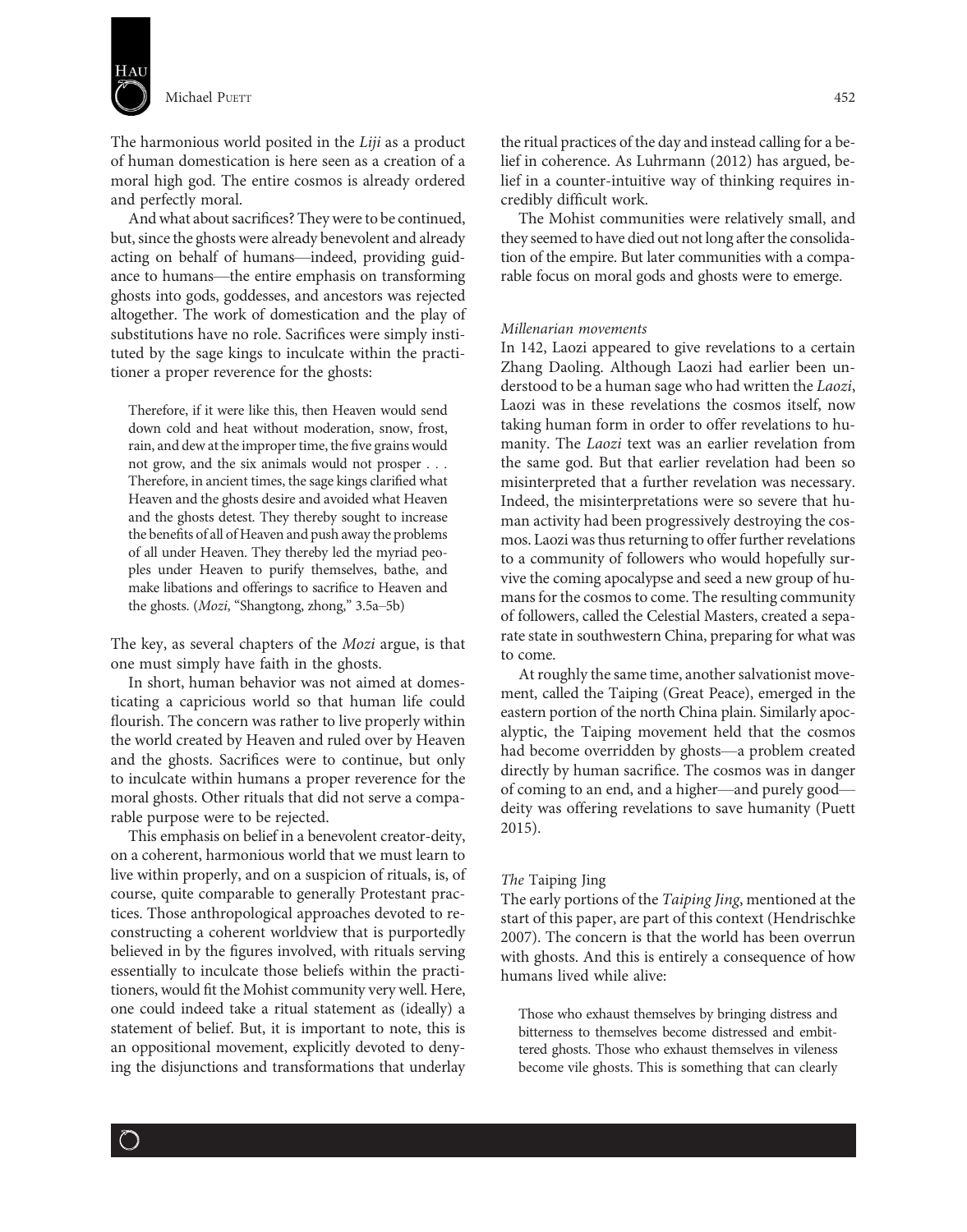The harmonious world posited in the *Liji* as a product of human domestication is here seen as a creation of a moral high god. The entire cosmos is already ordered and perfectly moral.

And what about sacrifices? They were to be continued, but, since the ghosts were already benevolent and already acting on behalf of humans—indeed, providing guidance to humans—the entire emphasis on transforming ghosts into gods, goddesses, and ancestors was rejected altogether. The work of domestication and the play of substitutions have no role. Sacrifices were simply instituted by the sage kings to inculcate within the practitioner a proper reverence for the ghosts:

> Therefore, if it were like this, then Heaven would send down cold and heat without moderation, snow, frost, rain, and dew at the improper time, the five grains would not grow, and the six animals would not prosper . . . Therefore, in ancient times, the sage kings clarified what Heaven and the ghosts desire and avoided what Heaven and the ghosts detest. They thereby sought to increase the benefits of all of Heaven and push away the problems of all under Heaven. They thereby led the myriad peoples under Heaven to purify themselves, bathe, and make libations and offerings to sacrifice to Heaven and the ghosts. (*Mozi*, "Shangtong, zhong," 3.5a–5b)

The key, as several chapters of the *Mozi* argue, is that one must simply have faith in the ghosts.

In short, human behavior was not aimed at domesticating a capricious world so that human life could flourish. The concern was rather to live properly within the world created by Heaven and ruled over by Heaven and the ghosts. Sacrifices were to continue, but only to inculcate within humans a proper reverence for the moral ghosts. Other rituals that did not serve a comparable purpose were to be rejected.

This emphasis on belief in a benevolent creator-deity, on a coherent, harmonious world that we must learn to live within properly, and on a suspicion of rituals, is, of course, quite comparable to generally Protestant practices. Those anthropological approaches devoted to reconstructing a coherent worldview that is purportedly believed in by the figures involved, with rituals serving essentially to inculcate those beliefs within the practitioners, would fit the Mohist community very well. Here, one could indeed take a ritual statement as (ideally) a statement of belief. But, it is important to note, this is an oppositional movement, explicitly devoted to denying the disjunctions and transformations that underlay the ritual practices of the day and instead calling for a belief in coherence. As Luhrmann (2012) has argued, belief in a counter-intuitive way of thinking requires incredibly difficult work.

The Mohist communities were relatively small, and they seemed to have died out not long after the consolidation of the empire. But later communities with a comparable focus on moral gods and ghosts were to emerge.

#### *Millenarian movements*

In 142, Laozi appeared to give revelations to a certain Zhang Daoling. Although Laozi had earlier been understood to be a human sage who had written the *Laozi*, Laozi was in these revelations the cosmos itself, now taking human form in order to offer revelations to humanity. The *Laozi* text was an earlier revelation from the same god. But that earlier revelation had been so misinterpreted that a further revelation was necessary. Indeed, the misinterpretations were so severe that human activity had been progressively destroying the cosmos. Laozi was thus returning to offer further revelations to a community of followers who would hopefully survive the coming apocalypse and seed a new group of humans for the cosmos to come. The resulting community of followers, called the Celestial Masters, created a separate state in southwestern China, preparing for what was to come.

At roughly the same time, another salvationist movement, called the Taiping (Great Peace), emerged in the eastern portion of the north China plain. Similarly apocalyptic, the Taiping movement held that the cosmos had become overridden by ghosts—a problem created directly by human sacrifice. The cosmos was in danger of coming to an end, and a higher—and purely good—deity was offering revelations to save humanity (Puett 2015).

#### *The* Taiping Jing

The early portions of the *Taiping Jing*, mentioned at the start of this paper, are part of this context (Hendrischke 2007). The concern is that the world has been overrun with ghosts. And this is entirely a consequence of how humans lived while alive:

> Those who exhaust themselves by bringing distress and bitterness to themselves become distressed and embittered ghosts. Those who exhaust themselves in vileness become vile ghosts. This is something that can clearly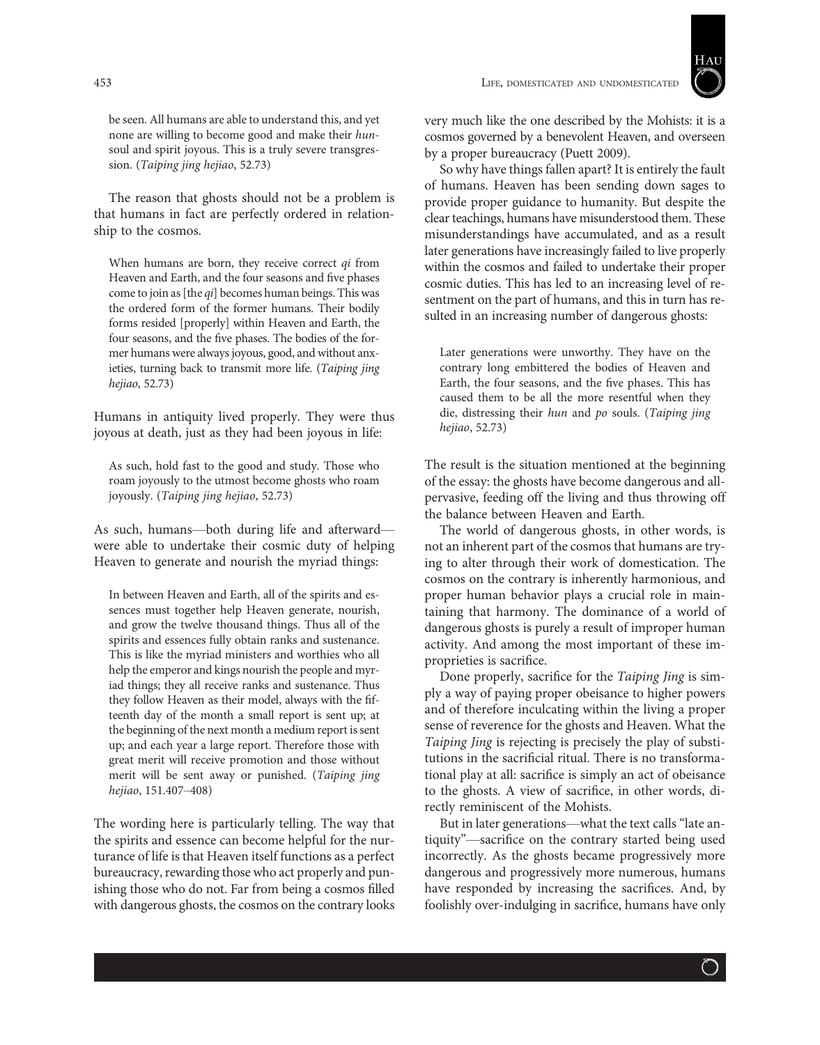> be seen. All humans are able to understand this, and yet none are willing to become good and make their *hun*-soul and spirit joyous. This is a truly severe transgression. (*Taiping jing hejiao*, 52.73)

The reason that ghosts should not be a problem is that humans in fact are perfectly ordered in relationship to the cosmos.

> When humans are born, they receive correct *qi* from Heaven and Earth, and the four seasons and five phases come to join as [the *qi*] becomes human beings. This was the ordered form of the former humans. Their bodily forms resided [properly] within Heaven and Earth, the four seasons, and the five phases. The bodies of the former humans were always joyous, good, and without anxieties, turning back to transmit more life. (*Taiping jing hejiao*, 52.73)

Humans in antiquity lived properly. They were thus joyous at death, just as they had been joyous in life:

> As such, hold fast to the good and study. Those who roam joyously to the utmost become ghosts who roam joyously. (*Taiping jing hejiao*, 52.73)

As such, humans—both during life and afterward—were able to undertake their cosmic duty of helping Heaven to generate and nourish the myriad things:

> In between Heaven and Earth, all of the spirits and essences must together help Heaven generate, nourish, and grow the twelve thousand things. Thus all of the spirits and essences fully obtain ranks and sustenance. This is like the myriad ministers and worthies who all help the emperor and kings nourish the people and myriad things; they all receive ranks and sustenance. Thus they follow Heaven as their model, always with the fifteenth day of the month a small report is sent up; at the beginning of the next month a medium report is sent up; and each year a large report. Therefore those with great merit will receive promotion and those without merit will be sent away or punished. (*Taiping jing hejiao*, 151.407–408)

The wording here is particularly telling. The way that the spirits and essence can become helpful for the nurturance of life is that Heaven itself functions as a perfect bureaucracy, rewarding those who act properly and punishing those who do not. Far from being a cosmos filled with dangerous ghosts, the cosmos on the contrary looks very much like the one described by the Mohists: it is a cosmos governed by a benevolent Heaven, and overseen by a proper bureaucracy (Puett 2009).

So why have things fallen apart? It is entirely the fault of humans. Heaven has been sending down sages to provide proper guidance to humanity. But despite the clear teachings, humans have misunderstood them. These misunderstandings have accumulated, and as a result later generations have increasingly failed to live properly within the cosmos and failed to undertake their proper cosmic duties. This has led to an increasing level of resentment on the part of humans, and this in turn has resulted in an increasing number of dangerous ghosts:

> Later generations were unworthy. They have on the contrary long embittered the bodies of Heaven and Earth, the four seasons, and the five phases. This has caused them to be all the more resentful when they die, distressing their *hun* and *po* souls. (*Taiping jing hejiao*, 52.73)

The result is the situation mentioned at the beginning of the essay: the ghosts have become dangerous and all-pervasive, feeding off the living and thus throwing off the balance between Heaven and Earth.

The world of dangerous ghosts, in other words, is not an inherent part of the cosmos that humans are trying to alter through their work of domestication. The cosmos on the contrary is inherently harmonious, and proper human behavior plays a crucial role in maintaining that harmony. The dominance of a world of dangerous ghosts is purely a result of improper human activity. And among the most important of these improprieties is sacrifice.

Done properly, sacrifice for the *Taiping Jing* is simply a way of paying proper obeisance to higher powers and of therefore inculcating within the living a proper sense of reverence for the ghosts and Heaven. What the *Taiping Jing* is rejecting is precisely the play of substitutions in the sacrificial ritual. There is no transformational play at all: sacrifice is simply an act of obeisance to the ghosts. A view of sacrifice, in other words, directly reminiscent of the Mohists.

But in later generations—what the text calls "late antiquity"—sacrifice on the contrary started being used incorrectly. As the ghosts became progressively more dangerous and progressively more numerous, humans have responded by increasing the sacrifices. And, by foolishly over-indulging in sacrifice, humans have only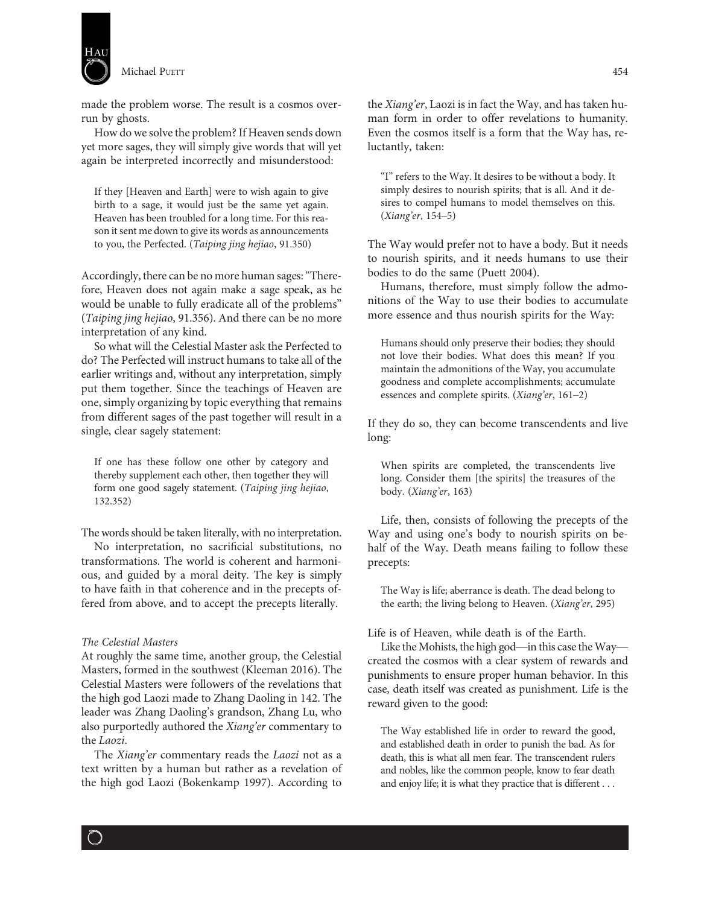made the problem worse. The result is a cosmos overrun by ghosts.

How do we solve the problem? If Heaven sends down yet more sages, they will simply give words that will yet again be interpreted incorrectly and misunderstood:

> If they [Heaven and Earth] were to wish again to give birth to a sage, it would just be the same yet again. Heaven has been troubled for a long time. For this reason it sent me down to give its words as announcements to you, the Perfected. (*Taiping jing hejiao*, 91.350)

Accordingly, there can be no more human sages: "Therefore, Heaven does not again make a sage speak, as he would be unable to fully eradicate all of the problems" (*Taiping jing hejiao*, 91.356). And there can be no more interpretation of any kind.

So what will the Celestial Master ask the Perfected to do? The Perfected will instruct humans to take all of the earlier writings and, without any interpretation, simply put them together. Since the teachings of Heaven are one, simply organizing by topic everything that remains from different sages of the past together will result in a single, clear sagely statement:

> If one has these follow one other by category and thereby supplement each other, then together they will form one good sagely statement. (*Taiping jing hejiao*, 132.352)

The words should be taken literally, with no interpretation.

No interpretation, no sacrificial substitutions, no transformations. The world is coherent and harmonious, and guided by a moral deity. The key is simply to have faith in that coherence and in the precepts offered from above, and to accept the precepts literally.

### *The Celestial Masters*

At roughly the same time, another group, the Celestial Masters, formed in the southwest (Kleeman 2016). The Celestial Masters were followers of the revelations that the high god Laozi made to Zhang Daoling in 142. The leader was Zhang Daoling's grandson, Zhang Lu, who also purportedly authored the *Xiang'er* commentary to the *Laozi*.

The *Xiang'er* commentary reads the *Laozi* not as a text written by a human but rather as a revelation of the high god Laozi (Bokenkamp 1997). According to the *Xiang'er*, Laozi is in fact the Way, and has taken human form in order to offer revelations to humanity. Even the cosmos itself is a form that the Way has, reluctantly, taken:

> "I" refers to the Way. It desires to be without a body. It simply desires to nourish spirits; that is all. And it desires to compel humans to model themselves on this. (*Xiang'er*, 154–5)

The Way would prefer not to have a body. But it needs to nourish spirits, and it needs humans to use their bodies to do the same (Puett 2004).

Humans, therefore, must simply follow the admonitions of the Way to use their bodies to accumulate more essence and thus nourish spirits for the Way:

> Humans should only preserve their bodies; they should not love their bodies. What does this mean? If you maintain the admonitions of the Way, you accumulate goodness and complete accomplishments; accumulate essences and complete spirits. (*Xiang'er*, 161–2)

If they do so, they can become transcendents and live long:

> When spirits are completed, the transcendents live long. Consider them [the spirits] the treasures of the body. (*Xiang'er*, 163)

Life, then, consists of following the precepts of the Way and using one's body to nourish spirits on behalf of the Way. Death means failing to follow these precepts:

> The Way is life; aberrance is death. The dead belong to the earth; the living belong to Heaven. (*Xiang'er*, 295)

Life is of Heaven, while death is of the Earth.

Like the Mohists, the high god—in this case the Way—created the cosmos with a clear system of rewards and punishments to ensure proper human behavior. In this case, death itself was created as punishment. Life is the reward given to the good:

> The Way established life in order to reward the good, and established death in order to punish the bad. As for death, this is what all men fear. The transcendent rulers and nobles, like the common people, know to fear death and enjoy life; it is what they practice that is different . . .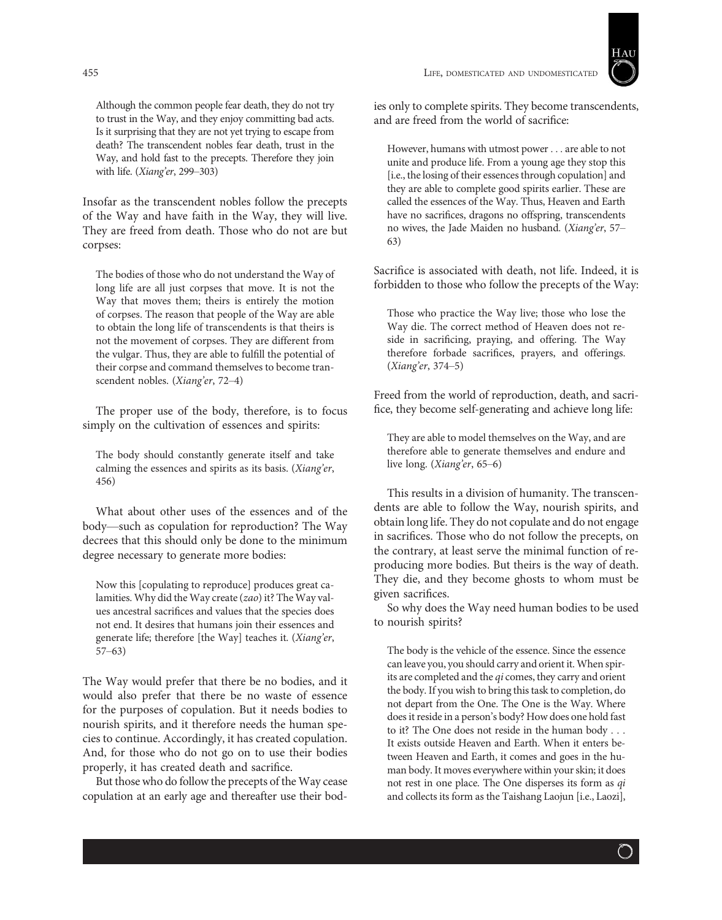> Although the common people fear death, they do not try to trust in the Way, and they enjoy committing bad acts. Is it surprising that they are not yet trying to escape from death? The transcendent nobles fear death, trust in the Way, and hold fast to the precepts. Therefore they join with life. (*Xiang'er*, 299–303)

Insofar as the transcendent nobles follow the precepts of the Way and have faith in the Way, they will live. They are freed from death. Those who do not are but corpses:

> The bodies of those who do not understand the Way of long life are all just corpses that move. It is not the Way that moves them; theirs is entirely the motion of corpses. The reason that people of the Way are able to obtain the long life of transcendents is that theirs is not the movement of corpses. They are different from the vulgar. Thus, they are able to fulfill the potential of their corpse and command themselves to become transcendent nobles. (*Xiang'er*, 72–4)

The proper use of the body, therefore, is to focus simply on the cultivation of essences and spirits:

> The body should constantly generate itself and take calming the essences and spirits as its basis. (*Xiang'er*, 456)

What about other uses of the essences and of the body—such as copulation for reproduction? The Way decrees that this should only be done to the minimum degree necessary to generate more bodies:

> Now this [copulating to reproduce] produces great calamities. Why did the Way create (*zao*) it? The Way values ancestral sacrifices and values that the species does not end. It desires that humans join their essences and generate life; therefore [the Way] teaches it. (*Xiang'er*, 57–63)

The Way would prefer that there be no bodies, and it would also prefer that there be no waste of essence for the purposes of copulation. But it needs bodies to nourish spirits, and it therefore needs the human species to continue. Accordingly, it has created copulation. And, for those who do not go on to use their bodies properly, it has created death and sacrifice.

But those who do follow the precepts of the Way cease copulation at an early age and thereafter use their bodies only to complete spirits. They become transcendents, and are freed from the world of sacrifice:

> However, humans with utmost power . . . are able to not unite and produce life. From a young age they stop this [i.e., the losing of their essences through copulation] and they are able to complete good spirits earlier. These are called the essences of the Way. Thus, Heaven and Earth have no sacrifices, dragons no offspring, transcendents no wives, the Jade Maiden no husband. (*Xiang'er*, 57–63)

Sacrifice is associated with death, not life. Indeed, it is forbidden to those who follow the precepts of the Way:

> Those who practice the Way live; those who lose the Way die. The correct method of Heaven does not reside in sacrificing, praying, and offering. The Way therefore forbade sacrifices, prayers, and offerings. (*Xiang'er*, 374–5)

Freed from the world of reproduction, death, and sacrifice, they become self-generating and achieve long life:

> They are able to model themselves on the Way, and are therefore able to generate themselves and endure and live long. (*Xiang'er*, 65–6)

This results in a division of humanity. The transcendents are able to follow the Way, nourish spirits, and obtain long life. They do not copulate and do not engage in sacrifices. Those who do not follow the precepts, on the contrary, at least serve the minimal function of reproducing more bodies. But theirs is the way of death. They die, and they become ghosts to whom must be given sacrifices.

So why does the Way need human bodies to be used to nourish spirits?

> The body is the vehicle of the essence. Since the essence can leave you, you should carry and orient it. When spirits are completed and the *qi* comes, they carry and orient the body. If you wish to bring this task to completion, do not depart from the One. The One is the Way. Where does it reside in a person's body? How does one hold fast to it? The One does not reside in the human body . . . It exists outside Heaven and Earth. When it enters between Heaven and Earth, it comes and goes in the human body. It moves everywhere within your skin; it does not rest in one place. The One disperses its form as *qi* and collects its form as the Taishang Laojun [i.e., Laozi],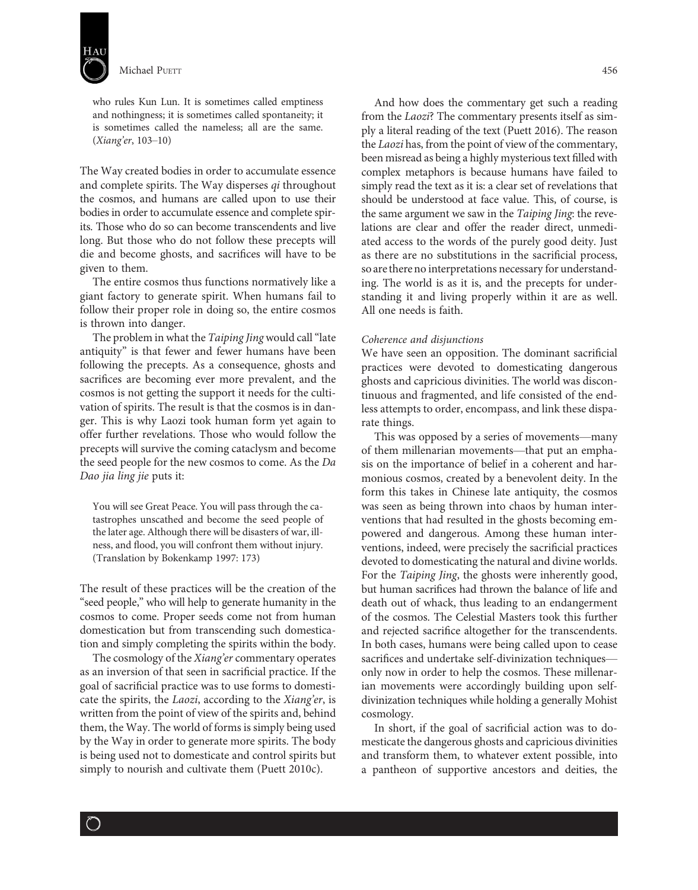> who rules Kun Lun. It is sometimes called emptiness and nothingness; it is sometimes called spontaneity; it is sometimes called the nameless; all are the same. (*Xiang'er*, 103–10)

The Way created bodies in order to accumulate essence and complete spirits. The Way disperses *qi* throughout the cosmos, and humans are called upon to use their bodies in order to accumulate essence and complete spirits. Those who do so can become transcendents and live long. But those who do not follow these precepts will die and become ghosts, and sacrifices will have to be given to them.

The entire cosmos thus functions normatively like a giant factory to generate spirit. When humans fail to follow their proper role in doing so, the entire cosmos is thrown into danger.

The problem in what the *Taiping Jing* would call "late antiquity" is that fewer and fewer humans have been following the precepts. As a consequence, ghosts and sacrifices are becoming ever more prevalent, and the cosmos is not getting the support it needs for the cultivation of spirits. The result is that the cosmos is in danger. This is why Laozi took human form yet again to offer further revelations. Those who would follow the precepts will survive the coming cataclysm and become the seed people for the new cosmos to come. As the *Da Dao jia ling jie* puts it:

> You will see Great Peace. You will pass through the catastrophes unscathed and become the seed people of the later age. Although there will be disasters of war, illness, and flood, you will confront them without injury. (Translation by Bokenkamp 1997: 173)

The result of these practices will be the creation of the "seed people," who will help to generate humanity in the cosmos to come. Proper seeds come not from human domestication but from transcending such domestication and simply completing the spirits within the body.

The cosmology of the *Xiang'er* commentary operates as an inversion of that seen in sacrificial practice. If the goal of sacrificial practice was to use forms to domesticate the spirits, the *Laozi*, according to the *Xiang'er*, is written from the point of view of the spirits and, behind them, the Way. The world of forms is simply being used by the Way in order to generate more spirits. The body is being used not to domesticate and control spirits but simply to nourish and cultivate them (Puett 2010c).

And how does the commentary get such a reading from the *Laozi*? The commentary presents itself as simply a literal reading of the text (Puett 2016). The reason the *Laozi* has, from the point of view of the commentary, been misread as being a highly mysterious text filled with complex metaphors is because humans have failed to simply read the text as it is: a clear set of revelations that should be understood at face value. This, of course, is the same argument we saw in the *Taiping Jing*: the revelations are clear and offer the reader direct, unmediated access to the words of the purely good deity. Just as there are no substitutions in the sacrificial process, so are there no interpretations necessary for understanding. The world is as it is, and the precepts for understanding it and living properly within it are as well. All one needs is faith.

### *Coherence and disjunctions*

We have seen an opposition. The dominant sacrificial practices were devoted to domesticating dangerous ghosts and capricious divinities. The world was discontinuous and fragmented, and life consisted of the endless attempts to order, encompass, and link these disparate things.

This was opposed by a series of movements—many of them millenarian movements—that put an emphasis on the importance of belief in a coherent and harmonious cosmos, created by a benevolent deity. In the form this takes in Chinese late antiquity, the cosmos was seen as being thrown into chaos by human interventions that had resulted in the ghosts becoming empowered and dangerous. Among these human interventions, indeed, were precisely the sacrificial practices devoted to domesticating the natural and divine worlds. For the *Taiping Jing*, the ghosts were inherently good, but human sacrifices had thrown the balance of life and death out of whack, thus leading to an endangerment of the cosmos. The Celestial Masters took this further and rejected sacrifice altogether for the transcendents. In both cases, humans were being called upon to cease sacrifices and undertake self-divinization techniques—only now in order to help the cosmos. These millenarian movements were accordingly building upon self-divinization techniques while holding a generally Mohist cosmology.

In short, if the goal of sacrificial action was to domesticate the dangerous ghosts and capricious divinities and transform them, to whatever extent possible, into a pantheon of supportive ancestors and deities, the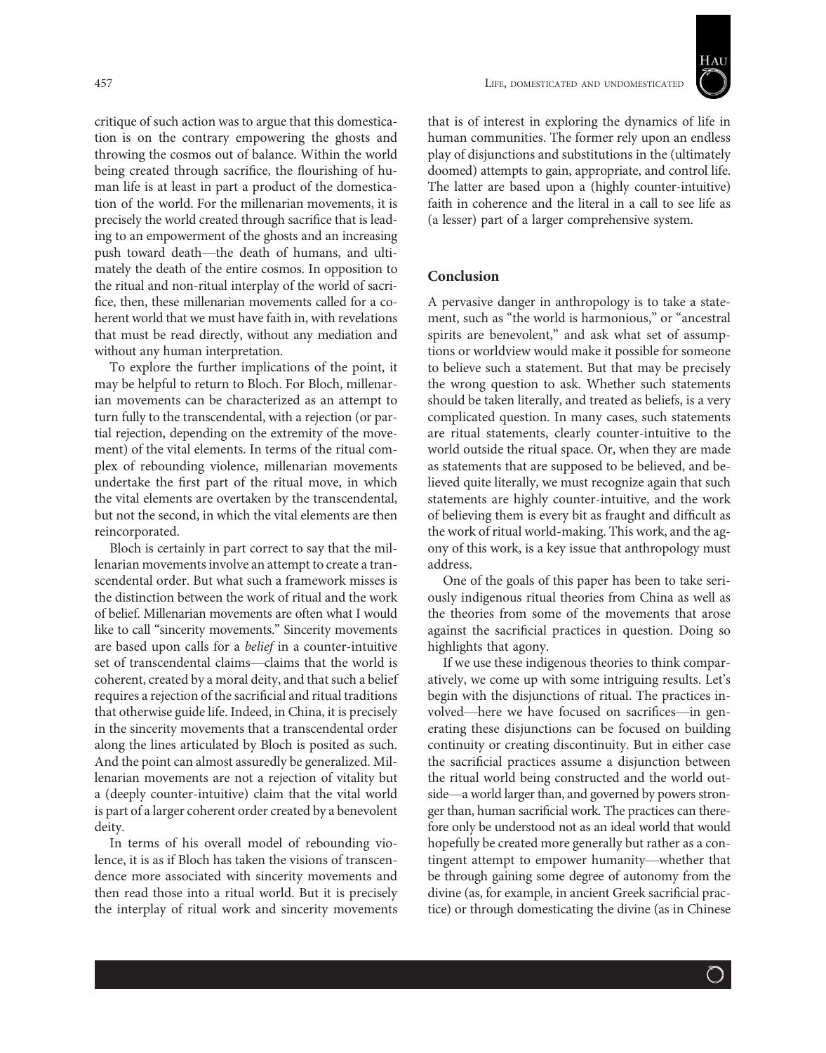critique of such action was to argue that this domestication is on the contrary empowering the ghosts and throwing the cosmos out of balance. Within the world being created through sacrifice, the flourishing of human life is at least in part a product of the domestication of the world. For the millenarian movements, it is precisely the world created through sacrifice that is leading to an empowerment of the ghosts and an increasing push toward death—the death of humans, and ultimately the death of the entire cosmos. In opposition to the ritual and non-ritual interplay of the world of sacrifice, then, these millenarian movements called for a coherent world that we must have faith in, with revelations that must be read directly, without any mediation and without any human interpretation.

To explore the further implications of the point, it may be helpful to return to Bloch. For Bloch, millenarian movements can be characterized as an attempt to turn fully to the transcendental, with a rejection (or partial rejection, depending on the extremity of the movement) of the vital elements. In terms of the ritual complex of rebounding violence, millenarian movements undertake the first part of the ritual move, in which the vital elements are overtaken by the transcendental, but not the second, in which the vital elements are then reincorporated.

Bloch is certainly in part correct to say that the millenarian movements involve an attempt to create a transcendental order. But what such a framework misses is the distinction between the work of ritual and the work of belief. Millenarian movements are often what I would like to call "sincerity movements." Sincerity movements are based upon calls for a *belief* in a counter-intuitive set of transcendental claims—claims that the world is coherent, created by a moral deity, and that such a belief requires a rejection of the sacrificial and ritual traditions that otherwise guide life. Indeed, in China, it is precisely in the sincerity movements that a transcendental order along the lines articulated by Bloch is posited as such. And the point can almost assuredly be generalized. Millenarian movements are not a rejection of vitality but a (deeply counter-intuitive) claim that the vital world is part of a larger coherent order created by a benevolent deity.

In terms of his overall model of rebounding violence, it is as if Bloch has taken the visions of transcendence more associated with sincerity movements and then read those into a ritual world. But it is precisely the interplay of ritual work and sincerity movements that is of interest in exploring the dynamics of life in human communities. The former rely upon an endless play of disjunctions and substitutions in the (ultimately doomed) attempts to gain, appropriate, and control life. The latter are based upon a (highly counter-intuitive) faith in coherence and the literal in a call to see life as (a lesser) part of a larger comprehensive system.

## Conclusion

A pervasive danger in anthropology is to take a statement, such as "the world is harmonious," or "ancestral spirits are benevolent," and ask what set of assumptions or worldview would make it possible for someone to believe such a statement. But that may be precisely the wrong question to ask. Whether such statements should be taken literally, and treated as beliefs, is a very complicated question. In many cases, such statements are ritual statements, clearly counter-intuitive to the world outside the ritual space. Or, when they are made as statements that are supposed to be believed, and believed quite literally, we must recognize again that such statements are highly counter-intuitive, and the work of believing them is every bit as fraught and difficult as the work of ritual world-making. This work, and the agony of this work, is a key issue that anthropology must address.

One of the goals of this paper has been to take seriously indigenous ritual theories from China as well as the theories from some of the movements that arose against the sacrificial practices in question. Doing so highlights that agony.

If we use these indigenous theories to think comparatively, we come up with some intriguing results. Let's begin with the disjunctions of ritual. The practices involved—here we have focused on sacrifices—in generating these disjunctions can be focused on building continuity or creating discontinuity. But in either case the sacrificial practices assume a disjunction between the ritual world being constructed and the world outside—a world larger than, and governed by powers stronger than, human sacrificial work. The practices can therefore only be understood not as an ideal world that would hopefully be created more generally but rather as a contingent attempt to empower humanity—whether that be through gaining some degree of autonomy from the divine (as, for example, in ancient Greek sacrificial practice) or through domesticating the divine (as in Chinese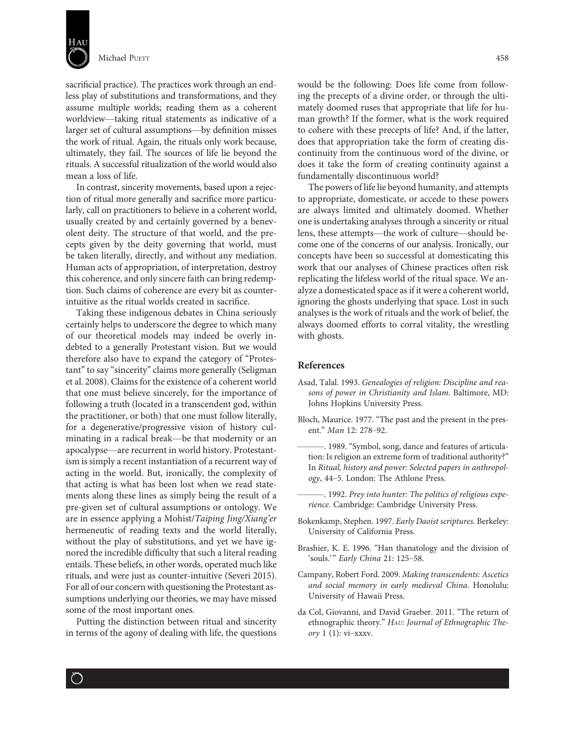sacrificial practice). The practices work through an endless play of substitutions and transformations, and they assume multiple worlds; reading them as a coherent worldview—taking ritual statements as indicative of a larger set of cultural assumptions—by definition misses the work of ritual. Again, the rituals only work because, ultimately, they fail. The sources of life lie beyond the rituals. A successful ritualization of the world would also mean a loss of life.

In contrast, sincerity movements, based upon a rejection of ritual more generally and sacrifice more particularly, call on practitioners to believe in a coherent world, usually created by and certainly governed by a benevolent deity. The structure of that world, and the precepts given by the deity governing that world, must be taken literally, directly, and without any mediation. Human acts of appropriation, of interpretation, destroy this coherence, and only sincere faith can bring redemption. Such claims of coherence are every bit as counter-intuitive as the ritual worlds created in sacrifice.

Taking these indigenous debates in China seriously certainly helps to underscore the degree to which many of our theoretical models may indeed be overly indebted to a generally Protestant vision. But we would therefore also have to expand the category of "Protestant" to say "sincerity" claims more generally (Seligman et al. 2008). Claims for the existence of a coherent world that one must believe sincerely, for the importance of following a truth (located in a transcendent god, within the practitioner, or both) that one must follow literally, for a degenerative/progressive vision of history culminating in a radical break—be that modernity or an apocalypse—are recurrent in world history. Protestantism is simply a recent instantiation of a recurrent way of acting in the world. But, ironically, the complexity of that acting is what has been lost when we read statements along these lines as simply being the result of a pre-given set of cultural assumptions or ontology. We are in essence applying a Mohist/*Taiping Jing/Xiang'er* hermeneutic of reading texts and the world literally, without the play of substitutions, and yet we have ignored the incredible difficulty that such a literal reading entails. These beliefs, in other words, operated much like rituals, and were just as counter-intuitive (Severi 2015). For all of our concern with questioning the Protestant assumptions underlying our theories, we may have missed some of the most important ones.

Putting the distinction between ritual and sincerity in terms of the agony of dealing with life, the questions would be the following: Does life come from following the precepts of a divine order, or through the ultimately doomed ruses that appropriate that life for human growth? If the former, what is the work required to cohere with these precepts of life? And, if the latter, does that appropriation take the form of creating discontinuity from the continuous word of the divine, or does it take the form of creating continuity against a fundamentally discontinuous world?

The powers of life lie beyond humanity, and attempts to appropriate, domesticate, or accede to these powers are always limited and ultimately doomed. Whether one is undertaking analyses through a sincerity or ritual lens, these attempts—the work of culture—should become one of the concerns of our analysis. Ironically, our concepts have been so successful at domesticating this work that our analyses of Chinese practices often risk replicating the lifeless world of the ritual space. We analyze a domesticated space as if it were a coherent world, ignoring the ghosts underlying that space. Lost in such analyses is the work of rituals and the work of belief, the always doomed efforts to corral vitality, the wrestling with ghosts.

## References

Asad, Talal. 1993. *Genealogies of religion: Discipline and reasons of power in Christianity and Islam*. Baltimore, MD: Johns Hopkins University Press.

Bloch, Maurice. 1977. "The past and the present in the present." *Man* 12: 278–92.

———. 1989. "Symbol, song, dance and features of articulation: Is religion an extreme form of traditional authority?" In *Ritual, history and power: Selected papers in anthropology*, 44–5. London: The Athlone Press.

———. 1992. *Prey into hunter: The politics of religious experience*. Cambridge: Cambridge University Press.

Bokenkamp, Stephen. 1997. *Early Daoist scriptures*. Berkeley: University of California Press.

Brashier, K. E. 1996. "Han thanatology and the division of 'souls.'" *Early China* 21: 125–58.

Campany, Robert Ford. 2009. *Making transcendents: Ascetics and social memory in early medieval China*. Honolulu: University of Hawaii Press.

da Col, Giovanni, and David Graeber. 2011. "The return of ethnographic theory." *Hau: Journal of Ethnographic Theory* 1 (1): vi–xxxv.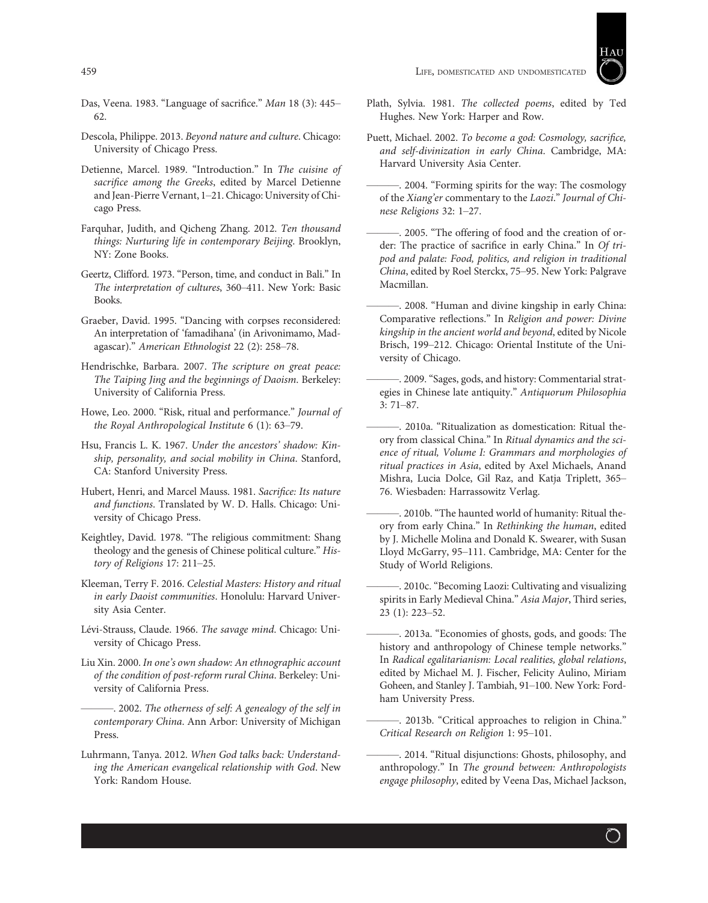Das, Veena. 1983. "Language of sacrifice." *Man* 18 (3): 445–62.

Descola, Philippe. 2013. *Beyond nature and culture*. Chicago: University of Chicago Press.

Detienne, Marcel. 1989. "Introduction." In *The cuisine of sacrifice among the Greeks*, edited by Marcel Detienne and Jean-Pierre Vernant, 1–21. Chicago: University of Chicago Press.

Farquhar, Judith, and Qicheng Zhang. 2012. *Ten thousand things: Nurturing life in contemporary Beijing*. Brooklyn, NY: Zone Books.

Geertz, Clifford. 1973. "Person, time, and conduct in Bali." In *The interpretation of cultures*, 360–411. New York: Basic Books.

Graeber, David. 1995. "Dancing with corpses reconsidered: An interpretation of 'famadihana' (in Arivonimamo, Madagascar)." *American Ethnologist* 22 (2): 258–78.

Hendrischke, Barbara. 2007. *The scripture on great peace: The Taiping Jing and the beginnings of Daoism*. Berkeley: University of California Press.

Howe, Leo. 2000. "Risk, ritual and performance." *Journal of the Royal Anthropological Institute* 6 (1): 63–79.

Hsu, Francis L. K. 1967. *Under the ancestors' shadow: Kinship, personality, and social mobility in China*. Stanford, CA: Stanford University Press.

Hubert, Henri, and Marcel Mauss. 1981. *Sacrifice: Its nature and functions*. Translated by W. D. Halls. Chicago: University of Chicago Press.

Keightley, David. 1978. "The religious commitment: Shang theology and the genesis of Chinese political culture." *History of Religions* 17: 211–25.

Kleeman, Terry F. 2016. *Celestial Masters: History and ritual in early Daoist communities*. Honolulu: Harvard University Asia Center.

Lévi-Strauss, Claude. 1966. *The savage mind*. Chicago: University of Chicago Press.

Liu Xin. 2000. *In one's own shadow: An ethnographic account of the condition of post-reform rural China*. Berkeley: University of California Press.

———. 2002. *The otherness of self: A genealogy of the self in contemporary China*. Ann Arbor: University of Michigan Press.

Luhrmann, Tanya. 2012. *When God talks back: Understanding the American evangelical relationship with God*. New York: Random House.

Plath, Sylvia. 1981. *The collected poems*, edited by Ted Hughes. New York: Harper and Row.

Puett, Michael. 2002. *To become a god: Cosmology, sacrifice, and self-divinization in early China*. Cambridge, MA: Harvard University Asia Center.

———. 2004. "Forming spirits for the way: The cosmology of the *Xiang'er* commentary to the *Laozi*." *Journal of Chinese Religions* 32: 1–27.

———. 2005. "The offering of food and the creation of order: The practice of sacrifice in early China." In *Of tripod and palate: Food, politics, and religion in traditional China*, edited by Roel Sterckx, 75–95. New York: Palgrave Macmillan.

———. 2008. "Human and divine kingship in early China: Comparative reflections." In *Religion and power: Divine kingship in the ancient world and beyond*, edited by Nicole Brisch, 199–212. Chicago: Oriental Institute of the University of Chicago.

———. 2009. "Sages, gods, and history: Commentarial strategies in Chinese late antiquity." *Antiquorum Philosophia* 3: 71–87.

———. 2010a. "Ritualization as domestication: Ritual theory from classical China." In *Ritual dynamics and the science of ritual, Volume I: Grammars and morphologies of ritual practices in Asia*, edited by Axel Michaels, Anand Mishra, Lucia Dolce, Gil Raz, and Katja Triplett, 365–76. Wiesbaden: Harrassowitz Verlag.

———. 2010b. "The haunted world of humanity: Ritual theory from early China." In *Rethinking the human*, edited by J. Michelle Molina and Donald K. Swearer, with Susan Lloyd McGarry, 95–111. Cambridge, MA: Center for the Study of World Religions.

———. 2010c. "Becoming Laozi: Cultivating and visualizing spirits in Early Medieval China." *Asia Major*, Third series, 23 (1): 223–52.

———. 2013a. "Economies of ghosts, gods, and goods: The history and anthropology of Chinese temple networks." In *Radical egalitarianism: Local realities, global relations*, edited by Michael M. J. Fischer, Felicity Aulino, Miriam Goheen, and Stanley J. Tambiah, 91–100. New York: Fordham University Press.

———. 2013b. "Critical approaches to religion in China." *Critical Research on Religion* 1: 95–101.

———. 2014. "Ritual disjunctions: Ghosts, philosophy, and anthropology." In *The ground between: Anthropologists engage philosophy*, edited by Veena Das, Michael Jackson,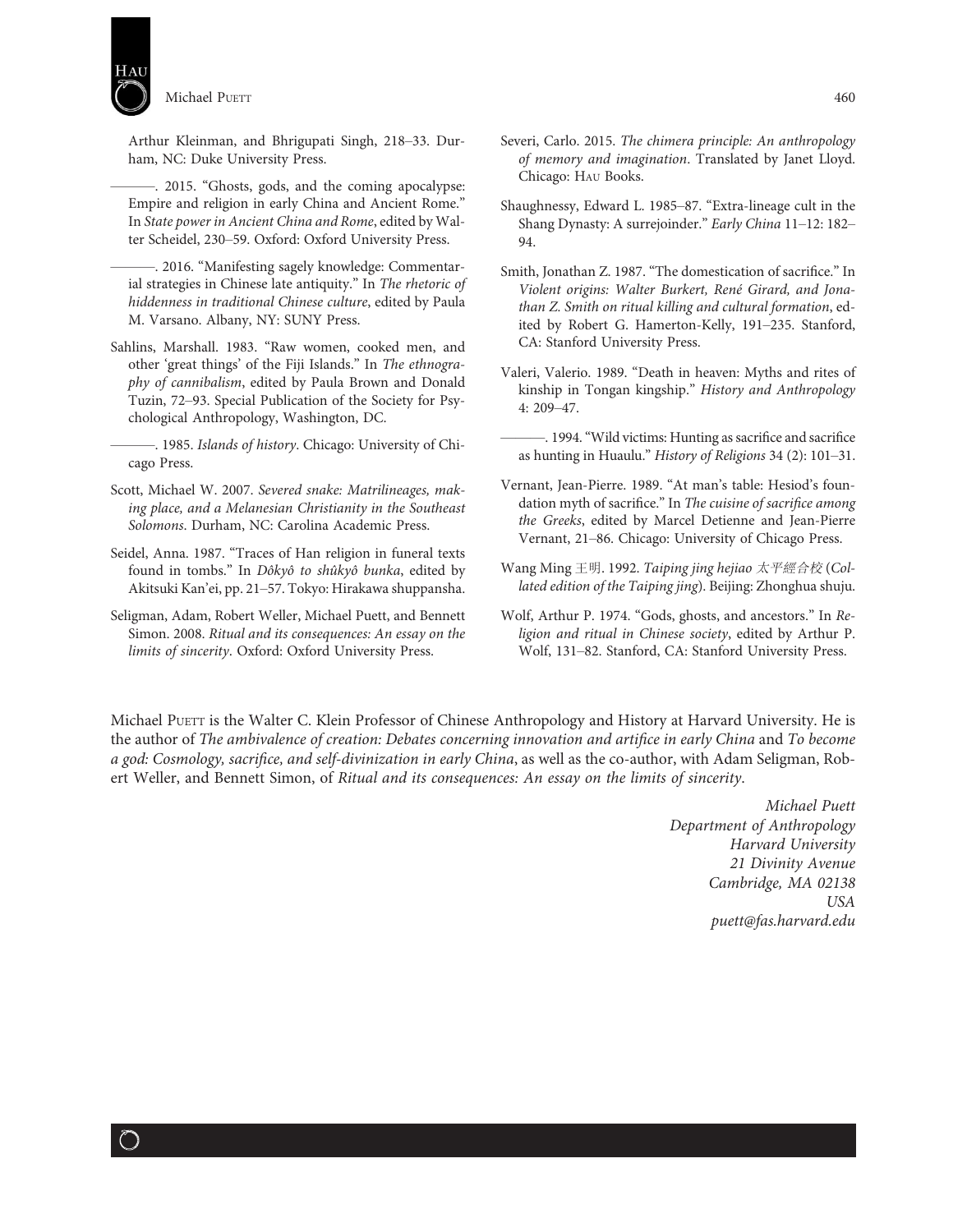Arthur Kleinman, and Bhrigupati Singh, 218–33. Durham, NC: Duke University Press.

———. 2015. "Ghosts, gods, and the coming apocalypse: Empire and religion in early China and Ancient Rome." In *State power in Ancient China and Rome*, edited by Walter Scheidel, 230–59. Oxford: Oxford University Press.

———. 2016. "Manifesting sagely knowledge: Commentarial strategies in Chinese late antiquity." In *The rhetoric of hiddenness in traditional Chinese culture*, edited by Paula M. Varsano. Albany, NY: SUNY Press.

Sahlins, Marshall. 1983. "Raw women, cooked men, and other 'great things' of the Fiji Islands." In *The ethnography of cannibalism*, edited by Paula Brown and Donald Tuzin, 72–93. Special Publication of the Society for Psychological Anthropology, Washington, DC.

———. 1985. *Islands of history*. Chicago: University of Chicago Press.

Scott, Michael W. 2007. *Severed snake: Matrilineages, making place, and a Melanesian Christianity in the Southeast Solomons*. Durham, NC: Carolina Academic Press.

Seidel, Anna. 1987. "Traces of Han religion in funeral texts found in tombs." In *Dôkyô to shûkyô bunka*, edited by Akitsuki Kan'ei, pp. 21–57. Tokyo: Hirakawa shuppansha.

Seligman, Adam, Robert Weller, Michael Puett, and Bennett Simon. 2008. *Ritual and its consequences: An essay on the limits of sincerity*. Oxford: Oxford University Press.

Severi, Carlo. 2015. *The chimera principle: An anthropology of memory and imagination*. Translated by Janet Lloyd. Chicago: Hau Books.

Shaughnessy, Edward L. 1985–87. "Extra-lineage cult in the Shang Dynasty: A surrejoinder." *Early China* 11–12: 182–94.

Smith, Jonathan Z. 1987. "The domestication of sacrifice." In *Violent origins: Walter Burkert, René Girard, and Jonathan Z. Smith on ritual killing and cultural formation*, edited by Robert G. Hamerton-Kelly, 191–235. Stanford, CA: Stanford University Press.

Valeri, Valerio. 1989. "Death in heaven: Myths and rites of kinship in Tongan kingship." *History and Anthropology* 4: 209–47.

———. 1994. "Wild victims: Hunting as sacrifice and sacrifice as hunting in Huaulu." *History of Religions* 34 (2): 101–31.

Vernant, Jean-Pierre. 1989. "At man's table: Hesiod's foundation myth of sacrifice." In *The cuisine of sacrifice among the Greeks*, edited by Marcel Detienne and Jean-Pierre Vernant, 21–86. Chicago: University of Chicago Press.

Wang Ming 王明. 1992. *Taiping jing hejiao 太平經合校* (*Collated edition of the Taiping jing*). Beijing: Zhonghua shuju.

Wolf, Arthur P. 1974. "Gods, ghosts, and ancestors." In *Religion and ritual in Chinese society*, edited by Arthur P. Wolf, 131–82. Stanford, CA: Stanford University Press.

Michael Puett is the Walter C. Klein Professor of Chinese Anthropology and History at Harvard University. He is the author of *The ambivalence of creation: Debates concerning innovation and artifice in early China* and *To become a god: Cosmology, sacrifice, and self-divinization in early China*, as well as the co-author, with Adam Seligman, Robert Weller, and Bennett Simon, of *Ritual and its consequences: An essay on the limits of sincerity*.

*Michael Puett*
*Department of Anthropology*
*Harvard University*
*21 Divinity Avenue*
*Cambridge, MA 02138*
*USA*
*puett@fas.harvard.edu*